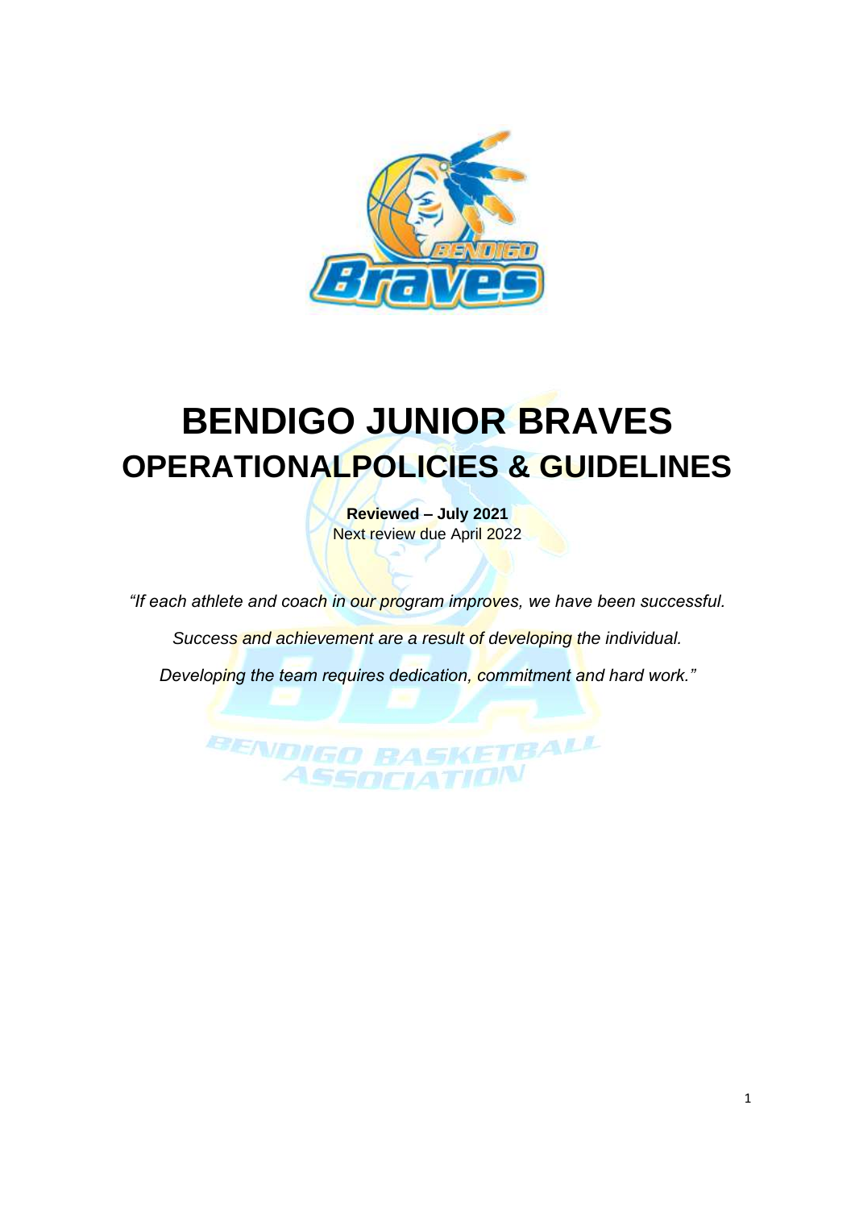# BENDIGO JUNIOR BRAVES

## OPERATIONALPOLICIES & GUIDELINES

**Reviewed – July 2021**
Next review due April 2022

*"If each athlete and coach in our program improves, we have been successful.*

*Success and achievement are a result of developing the individual.*

*Developing the team requires dedication, commitment and hard work."*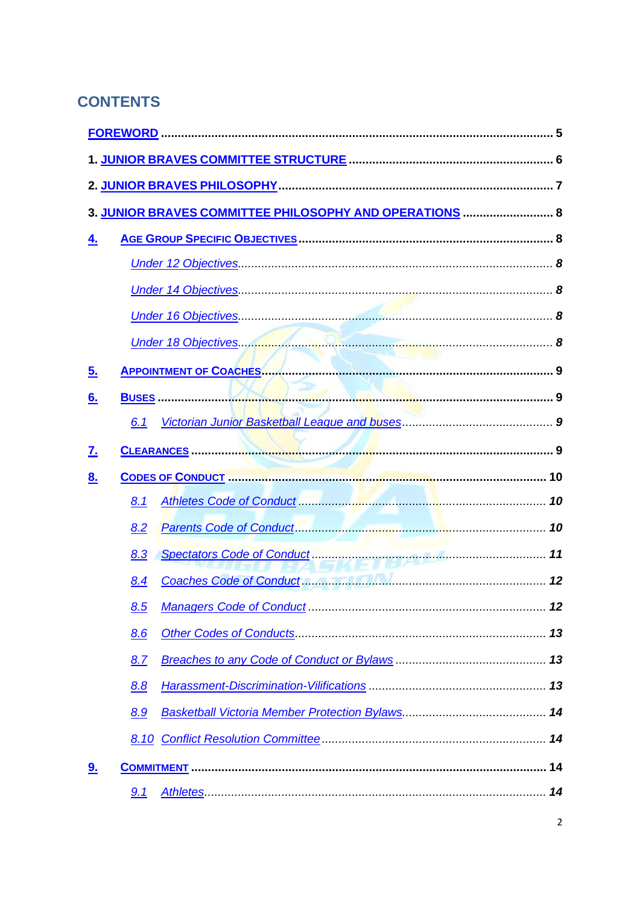## CONTENTS

FOREWORD ..................................................................................................................... 5

1. JUNIOR BRAVES COMMITTEE STRUCTURE ............................................................ 6

2. JUNIOR BRAVES PHILOSOPHY ................................................................................. 7

3. JUNIOR BRAVES COMMITTEE PHILOSOPHY AND OPERATIONS ........................... 8

4. AGE GROUP SPECIFIC OBJECTIVES ........................................................................ 8

   *Under 12 Objectives* ........................................................................................ *8*

   *Under 14 Objectives* ........................................................................................ *8*

   *Under 16 Objectives* ........................................................................................ *8*

   *Under 18 Objectives* ........................................................................................ *8*

5. APPOINTMENT OF COACHES ..................................................................................... 9

6. BUSES ......................................................................................................................... 9

   *6.1 Victorian Junior Basketball League and buses* .................................................. *9*

7. CLEARANCES .............................................................................................................. 9

8. CODES OF CONDUCT .............................................................................................. 10

   *8.1 Athletes Code of Conduct* ................................................................................ *10*

   *8.2 Parents Code of Conduct* ................................................................................. *10*

   *8.3 Spectators Code of Conduct* ............................................................................ *11*

   *8.4 Coaches Code of Conduct* ............................................................................... *12*

   *8.5 Managers Code of Conduct* ............................................................................. *12*

   *8.6 Other Codes of Conducts* ................................................................................ *13*

   *8.7 Breaches to any Code of Conduct or Bylaws* .................................................... *13*

   *8.8 Harassment-Discrimination-Vilifications* ........................................................... *13*

   *8.9 Basketball Victoria Member Protection Bylaws* ................................................. *14*

   *8.10 Conflict Resolution Committee* ........................................................................ *14*

9. COMMITMENT ............................................................................................................ 14

   *9.1 Athletes* ........................................................................................................... *14*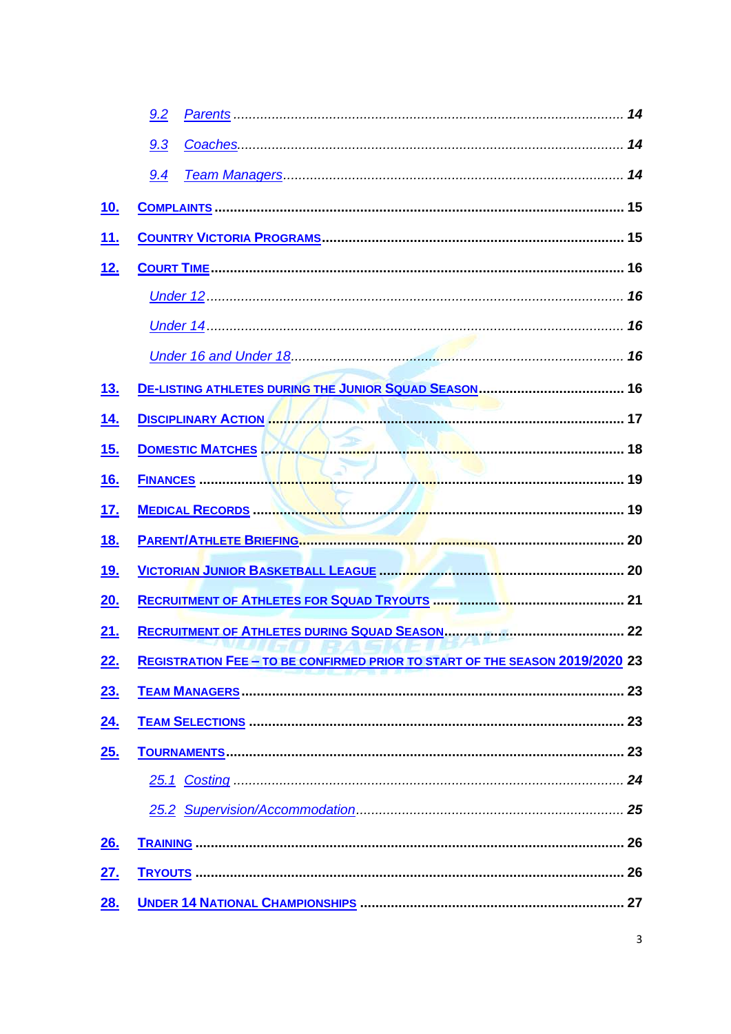- 9.2 *Parents* ..... *14*
- 9.3 *Coaches* ..... *14*
- 9.4 *Team Managers* ..... *14*

**10. Complaints** ..... **15**

**11. Country Victoria Programs** ..... **15**

**12. Court Time** ..... **16**

- *Under 12* ..... *16*
- *Under 14* ..... *16*
- *Under 16 and Under 18* ..... *16*

**13. De-listing athletes during the Junior Squad Season** ..... **16**

**14. Disciplinary Action** ..... **17**

**15. Domestic Matches** ..... **18**

**16. Finances** ..... **19**

**17. Medical Records** ..... **19**

**18. Parent/Athlete Briefing** ..... **20**

**19. Victorian Junior Basketball League** ..... **20**

**20. Recruitment of Athletes for Squad Tryouts** ..... **21**

**21. Recruitment of Athletes during Squad Season** ..... **22**

**22. Registration Fee – to be confirmed prior to start of the season 2019/2020** **23**

**23. Team Managers** ..... **23**

**24. Team Selections** ..... **23**

**25. Tournaments** ..... **23**

- 25.1 *Costing* ..... *24*
- 25.2 *Supervision/Accommodation* ..... *25*

**26. Training** ..... **26**

**27. Tryouts** ..... **26**

**28. Under 14 National Championships** ..... **27**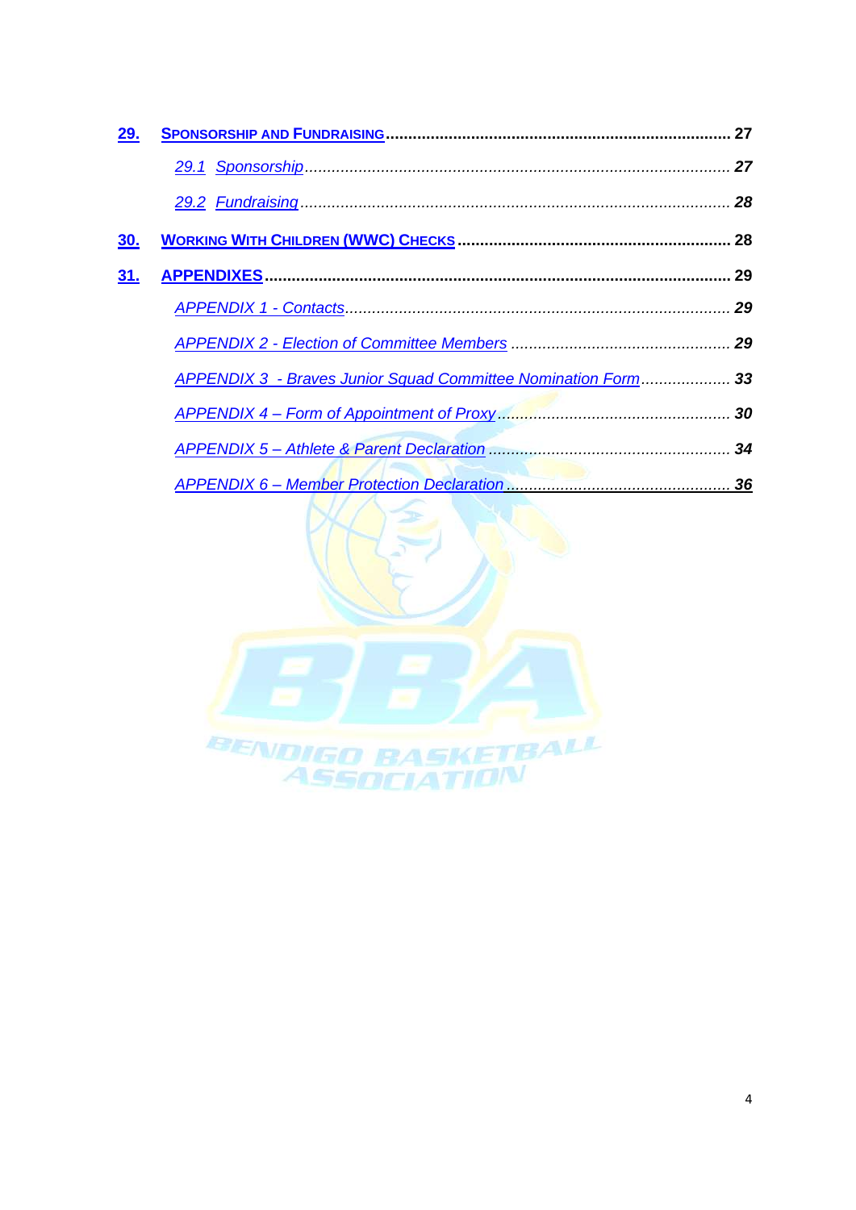29. SPONSORSHIP AND FUNDRAISING ........ 27

- *29.1 Sponsorship* ........ *27*
- *29.2 Fundraising* ........ *28*

30. WORKING WITH CHILDREN (WWC) CHECKS ........ 28

31. APPENDIXES ........ 29

- *APPENDIX 1 - Contacts* ........ *29*
- *APPENDIX 2 - Election of Committee Members* ........ *29*
- *APPENDIX 3 - Braves Junior Squad Committee Nomination Form* ........ *33*
- *APPENDIX 4 – Form of Appointment of Proxy* ........ *30*
- *APPENDIX 5 – Athlete & Parent Declaration* ........ *34*
- *APPENDIX 6 – Member Protection Declaration* ........ *36*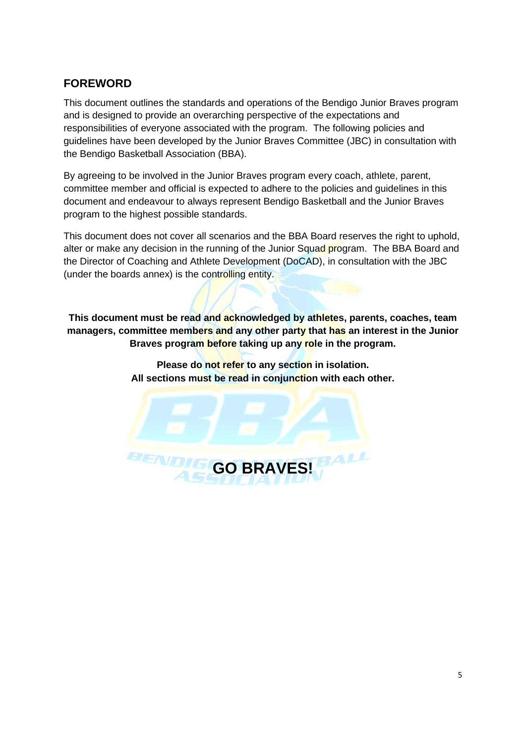## FOREWORD

This document outlines the standards and operations of the Bendigo Junior Braves program and is designed to provide an overarching perspective of the expectations and responsibilities of everyone associated with the program. The following policies and guidelines have been developed by the Junior Braves Committee (JBC) in consultation with the Bendigo Basketball Association (BBA).

By agreeing to be involved in the Junior Braves program every coach, athlete, parent, committee member and official is expected to adhere to the policies and guidelines in this document and endeavour to always represent Bendigo Basketball and the Junior Braves program to the highest possible standards.

This document does not cover all scenarios and the BBA Board reserves the right to uphold, alter or make any decision in the running of the Junior Squad program. The BBA Board and the Director of Coaching and Athlete Development (DoCAD), in consultation with the JBC (under the boards annex) is the controlling entity.

**This document must be read and acknowledged by athletes, parents, coaches, team managers, committee members and any other party that has an interest in the Junior Braves program before taking up any role in the program.**

**Please do not refer to any section in isolation. All sections must be read in conjunction with each other.**

**GO BRAVES!**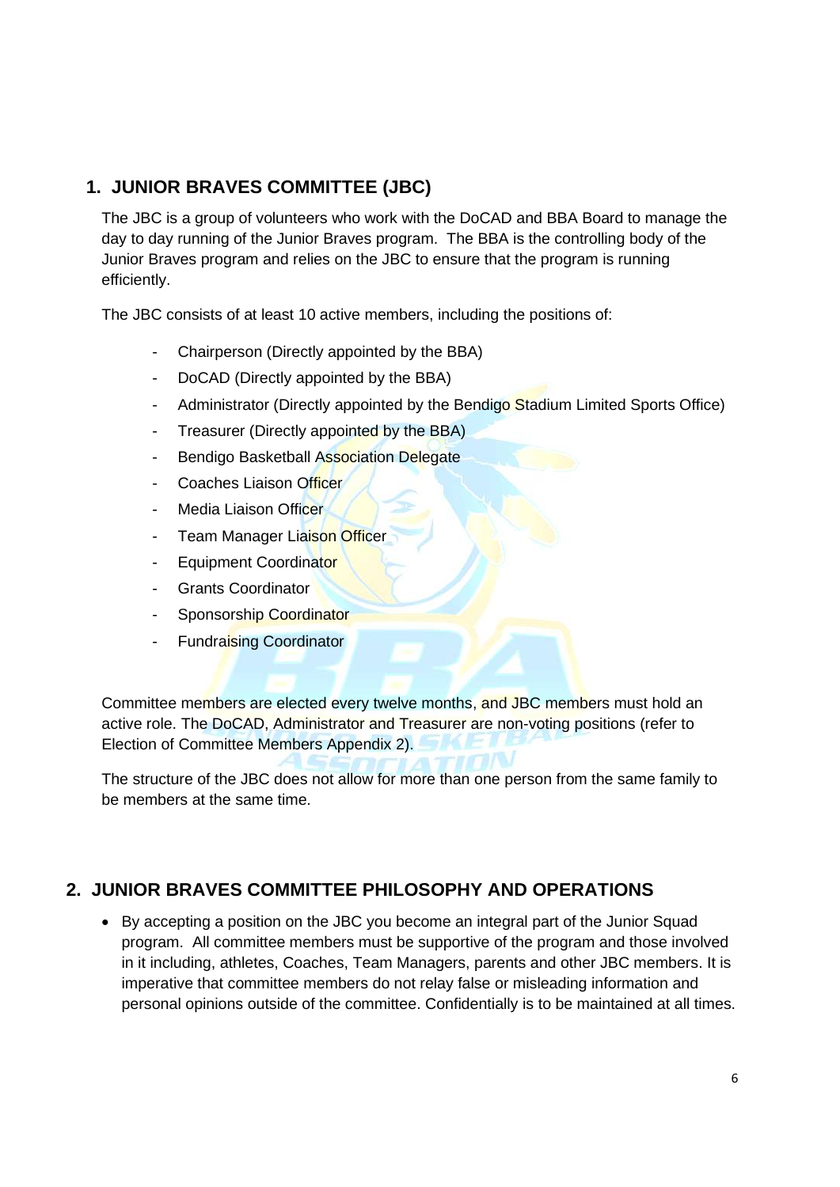## 1. JUNIOR BRAVES COMMITTEE (JBC)

The JBC is a group of volunteers who work with the DoCAD and BBA Board to manage the day to day running of the Junior Braves program. The BBA is the controlling body of the Junior Braves program and relies on the JBC to ensure that the program is running efficiently.

The JBC consists of at least 10 active members, including the positions of:

- Chairperson (Directly appointed by the BBA)
- DoCAD (Directly appointed by the BBA)
- Administrator (Directly appointed by the Bendigo Stadium Limited Sports Office)
- Treasurer (Directly appointed by the BBA)
- Bendigo Basketball Association Delegate
- Coaches Liaison Officer
- Media Liaison Officer
- Team Manager Liaison Officer
- Equipment Coordinator
- Grants Coordinator
- Sponsorship Coordinator
- Fundraising Coordinator

Committee members are elected every twelve months, and JBC members must hold an active role. The DoCAD, Administrator and Treasurer are non-voting positions (refer to Election of Committee Members Appendix 2).

The structure of the JBC does not allow for more than one person from the same family to be members at the same time.

## 2. JUNIOR BRAVES COMMITTEE PHILOSOPHY AND OPERATIONS

- By accepting a position on the JBC you become an integral part of the Junior Squad program. All committee members must be supportive of the program and those involved in it including, athletes, Coaches, Team Managers, parents and other JBC members. It is imperative that committee members do not relay false or misleading information and personal opinions outside of the committee. Confidentially is to be maintained at all times.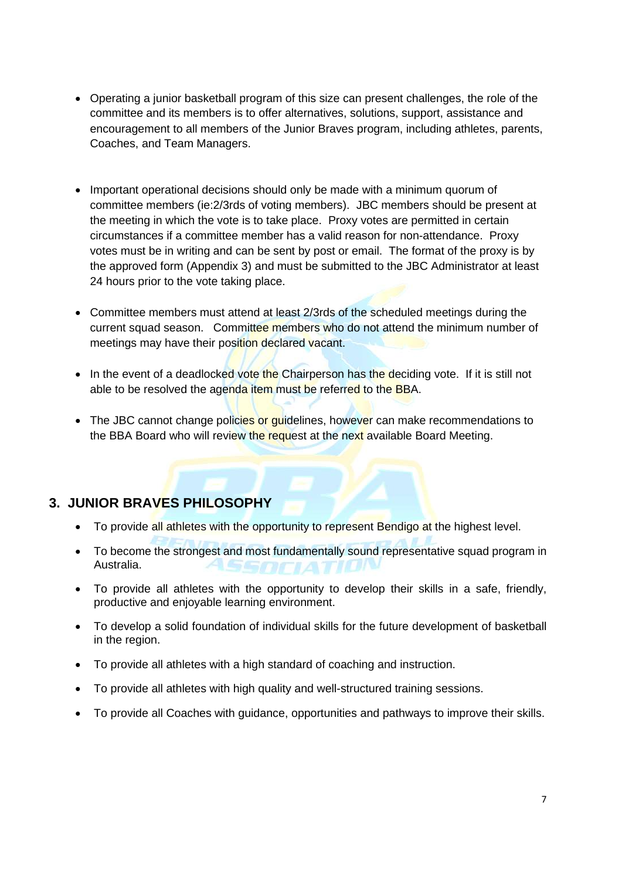- Operating a junior basketball program of this size can present challenges, the role of the committee and its members is to offer alternatives, solutions, support, assistance and encouragement to all members of the Junior Braves program, including athletes, parents, Coaches, and Team Managers.

- Important operational decisions should only be made with a minimum quorum of committee members (ie:2/3rds of voting members). JBC members should be present at the meeting in which the vote is to take place. Proxy votes are permitted in certain circumstances if a committee member has a valid reason for non-attendance. Proxy votes must be in writing and can be sent by post or email. The format of the proxy is by the approved form (Appendix 3) and must be submitted to the JBC Administrator at least 24 hours prior to the vote taking place.

- Committee members must attend at least 2/3rds of the scheduled meetings during the current squad season. Committee members who do not attend the minimum number of meetings may have their position declared vacant.

- In the event of a deadlocked vote the Chairperson has the deciding vote. If it is still not able to be resolved the agenda item must be referred to the BBA.

- The JBC cannot change policies or guidelines, however can make recommendations to the BBA Board who will review the request at the next available Board Meeting.

## 3. JUNIOR BRAVES PHILOSOPHY

- To provide all athletes with the opportunity to represent Bendigo at the highest level.
- To become the strongest and most fundamentally sound representative squad program in Australia.
- To provide all athletes with the opportunity to develop their skills in a safe, friendly, productive and enjoyable learning environment.
- To develop a solid foundation of individual skills for the future development of basketball in the region.
- To provide all athletes with a high standard of coaching and instruction.
- To provide all athletes with high quality and well-structured training sessions.
- To provide all Coaches with guidance, opportunities and pathways to improve their skills.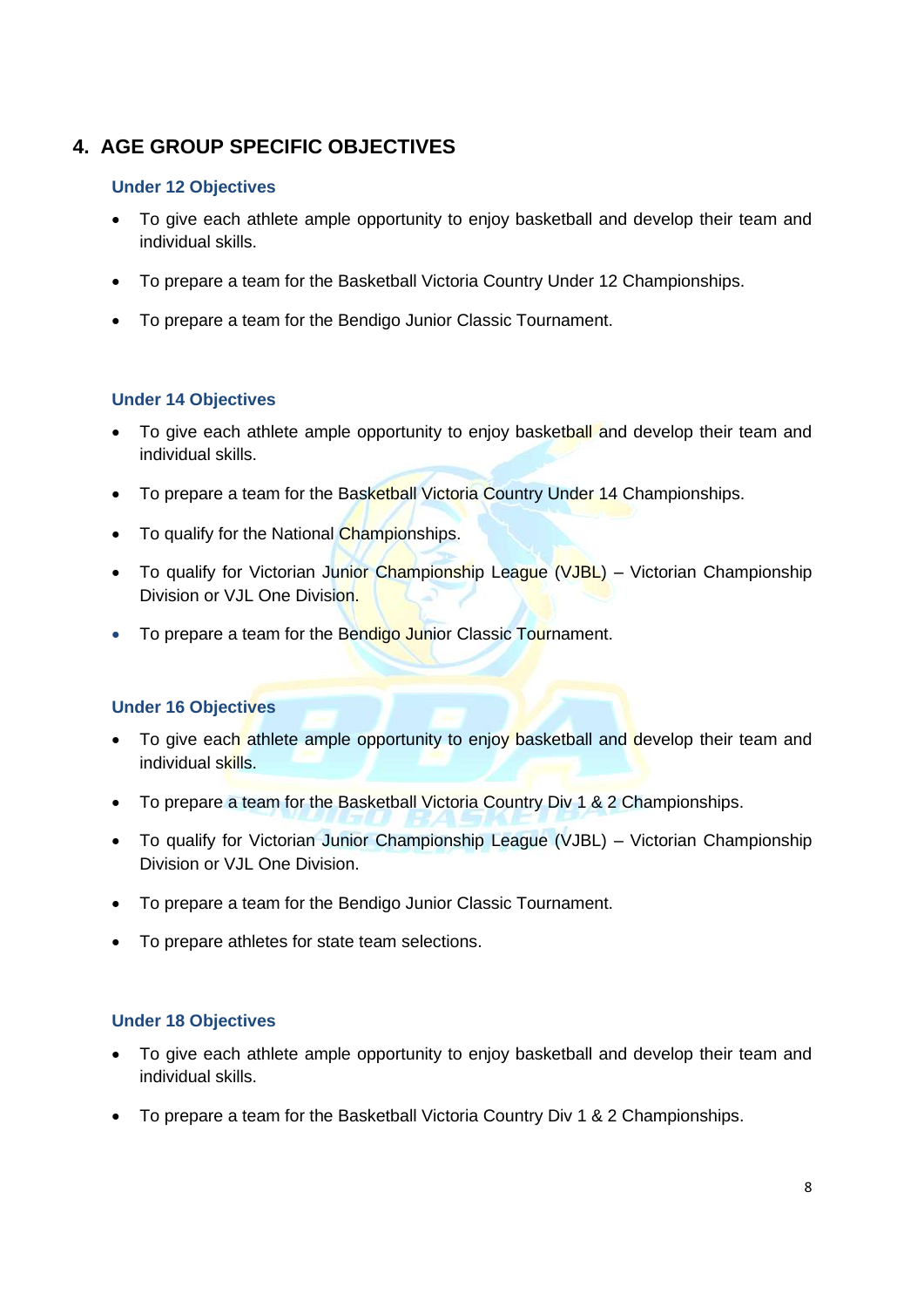## 4. AGE GROUP SPECIFIC OBJECTIVES

### Under 12 Objectives

- To give each athlete ample opportunity to enjoy basketball and develop their team and individual skills.
- To prepare a team for the Basketball Victoria Country Under 12 Championships.
- To prepare a team for the Bendigo Junior Classic Tournament.

### Under 14 Objectives

- To give each athlete ample opportunity to enjoy basketball and develop their team and individual skills.
- To prepare a team for the Basketball Victoria Country Under 14 Championships.
- To qualify for the National Championships.
- To qualify for Victorian Junior Championship League (VJBL) – Victorian Championship Division or VJL One Division.
- To prepare a team for the Bendigo Junior Classic Tournament.

### Under 16 Objectives

- To give each athlete ample opportunity to enjoy basketball and develop their team and individual skills.
- To prepare a team for the Basketball Victoria Country Div 1 & 2 Championships.
- To qualify for Victorian Junior Championship League (VJBL) – Victorian Championship Division or VJL One Division.
- To prepare a team for the Bendigo Junior Classic Tournament.
- To prepare athletes for state team selections.

### Under 18 Objectives

- To give each athlete ample opportunity to enjoy basketball and develop their team and individual skills.
- To prepare a team for the Basketball Victoria Country Div 1 & 2 Championships.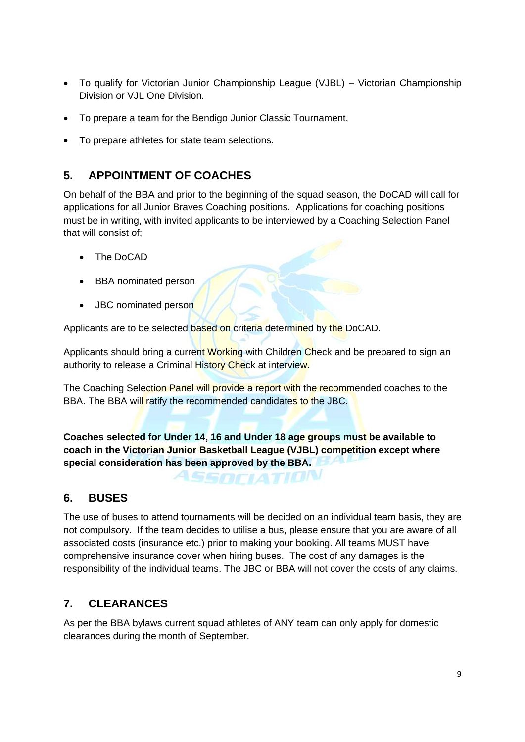- To qualify for Victorian Junior Championship League (VJBL) – Victorian Championship Division or VJL One Division.
- To prepare a team for the Bendigo Junior Classic Tournament.
- To prepare athletes for state team selections.

## 5. APPOINTMENT OF COACHES

On behalf of the BBA and prior to the beginning of the squad season, the DoCAD will call for applications for all Junior Braves Coaching positions. Applications for coaching positions must be in writing, with invited applicants to be interviewed by a Coaching Selection Panel that will consist of;

- The DoCAD
- BBA nominated person
- JBC nominated person

Applicants are to be selected based on criteria determined by the DoCAD.

Applicants should bring a current Working with Children Check and be prepared to sign an authority to release a Criminal History Check at interview.

The Coaching Selection Panel will provide a report with the recommended coaches to the BBA. The BBA will ratify the recommended candidates to the JBC.

**Coaches selected for Under 14, 16 and Under 18 age groups must be available to coach in the Victorian Junior Basketball League (VJBL) competition except where special consideration has been approved by the BBA.**

## 6. BUSES

The use of buses to attend tournaments will be decided on an individual team basis, they are not compulsory. If the team decides to utilise a bus, please ensure that you are aware of all associated costs (insurance etc.) prior to making your booking. All teams MUST have comprehensive insurance cover when hiring buses. The cost of any damages is the responsibility of the individual teams. The JBC or BBA will not cover the costs of any claims.

## 7. CLEARANCES

As per the BBA bylaws current squad athletes of ANY team can only apply for domestic clearances during the month of September.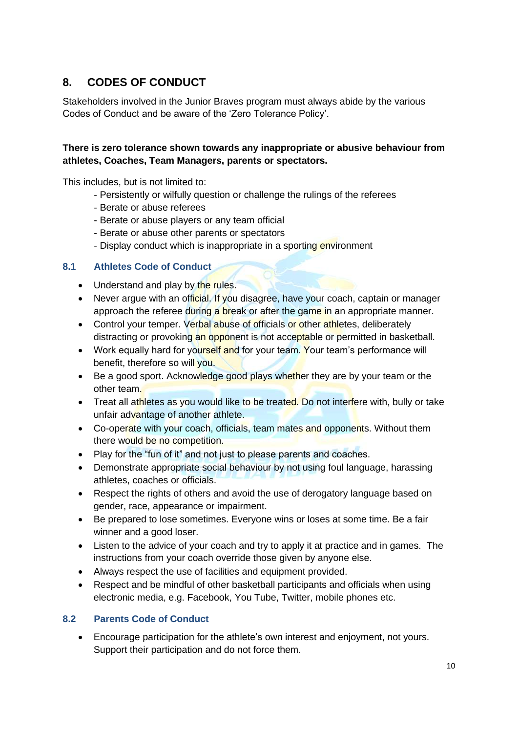## 8. CODES OF CONDUCT

Stakeholders involved in the Junior Braves program must always abide by the various Codes of Conduct and be aware of the 'Zero Tolerance Policy'.

**There is zero tolerance shown towards any inappropriate or abusive behaviour from athletes, Coaches, Team Managers, parents or spectators.**

This includes, but is not limited to:

- Persistently or wilfully question or challenge the rulings of the referees
- Berate or abuse referees
- Berate or abuse players or any team official
- Berate or abuse other parents or spectators
- Display conduct which is inappropriate in a sporting environment

### 8.1 Athletes Code of Conduct

- Understand and play by the rules.
- Never argue with an official. If you disagree, have your coach, captain or manager approach the referee during a break or after the game in an appropriate manner.
- Control your temper. Verbal abuse of officials or other athletes, deliberately distracting or provoking an opponent is not acceptable or permitted in basketball.
- Work equally hard for yourself and for your team. Your team's performance will benefit, therefore so will you.
- Be a good sport. Acknowledge good plays whether they are by your team or the other team.
- Treat all athletes as you would like to be treated. Do not interfere with, bully or take unfair advantage of another athlete.
- Co-operate with your coach, officials, team mates and opponents. Without them there would be no competition.
- Play for the "fun of it" and not just to please parents and coaches.
- Demonstrate appropriate social behaviour by not using foul language, harassing athletes, coaches or officials.
- Respect the rights of others and avoid the use of derogatory language based on gender, race, appearance or impairment.
- Be prepared to lose sometimes. Everyone wins or loses at some time. Be a fair winner and a good loser.
- Listen to the advice of your coach and try to apply it at practice and in games. The instructions from your coach override those given by anyone else.
- Always respect the use of facilities and equipment provided.
- Respect and be mindful of other basketball participants and officials when using electronic media, e.g. Facebook, You Tube, Twitter, mobile phones etc.

### 8.2 Parents Code of Conduct

- Encourage participation for the athlete's own interest and enjoyment, not yours. Support their participation and do not force them.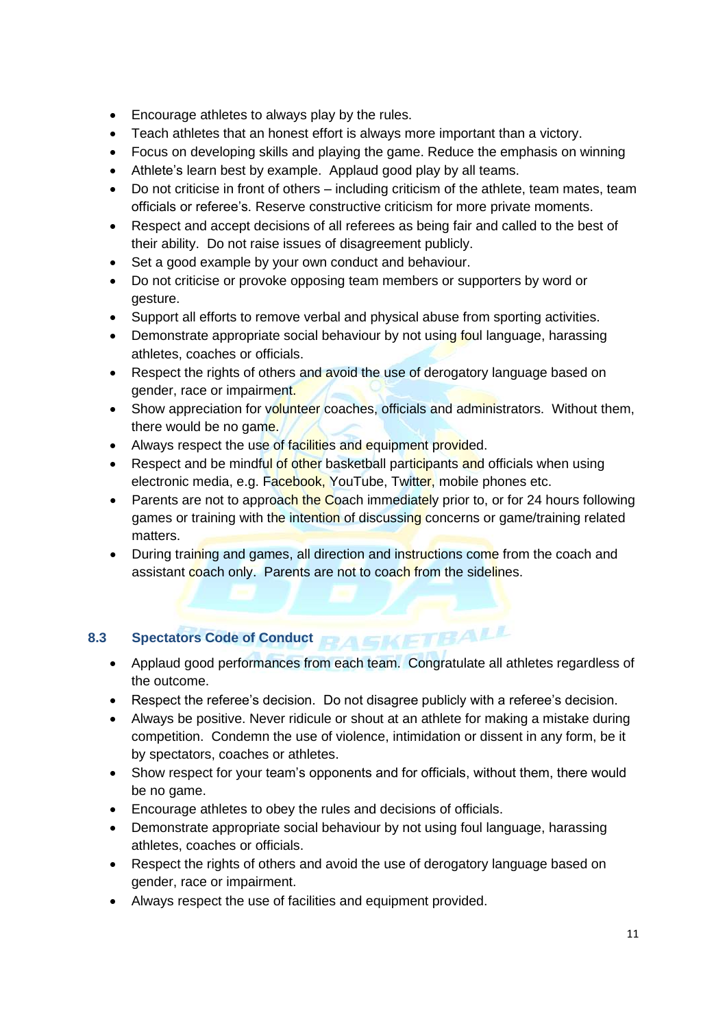- Encourage athletes to always play by the rules.
- Teach athletes that an honest effort is always more important than a victory.
- Focus on developing skills and playing the game. Reduce the emphasis on winning
- Athlete's learn best by example. Applaud good play by all teams.
- Do not criticise in front of others – including criticism of the athlete, team mates, team officials or referee's. Reserve constructive criticism for more private moments.
- Respect and accept decisions of all referees as being fair and called to the best of their ability. Do not raise issues of disagreement publicly.
- Set a good example by your own conduct and behaviour.
- Do not criticise or provoke opposing team members or supporters by word or gesture.
- Support all efforts to remove verbal and physical abuse from sporting activities.
- Demonstrate appropriate social behaviour by not using foul language, harassing athletes, coaches or officials.
- Respect the rights of others and avoid the use of derogatory language based on gender, race or impairment.
- Show appreciation for volunteer coaches, officials and administrators. Without them, there would be no game.
- Always respect the use of facilities and equipment provided.
- Respect and be mindful of other basketball participants and officials when using electronic media, e.g. Facebook, YouTube, Twitter, mobile phones etc.
- Parents are not to approach the Coach immediately prior to, or for 24 hours following games or training with the intention of discussing concerns or game/training related matters.
- During training and games, all direction and instructions come from the coach and assistant coach only. Parents are not to coach from the sidelines.

## 8.3 Spectators Code of Conduct

- Applaud good performances from each team. Congratulate all athletes regardless of the outcome.
- Respect the referee's decision. Do not disagree publicly with a referee's decision.
- Always be positive. Never ridicule or shout at an athlete for making a mistake during competition. Condemn the use of violence, intimidation or dissent in any form, be it by spectators, coaches or athletes.
- Show respect for your team's opponents and for officials, without them, there would be no game.
- Encourage athletes to obey the rules and decisions of officials.
- Demonstrate appropriate social behaviour by not using foul language, harassing athletes, coaches or officials.
- Respect the rights of others and avoid the use of derogatory language based on gender, race or impairment.
- Always respect the use of facilities and equipment provided.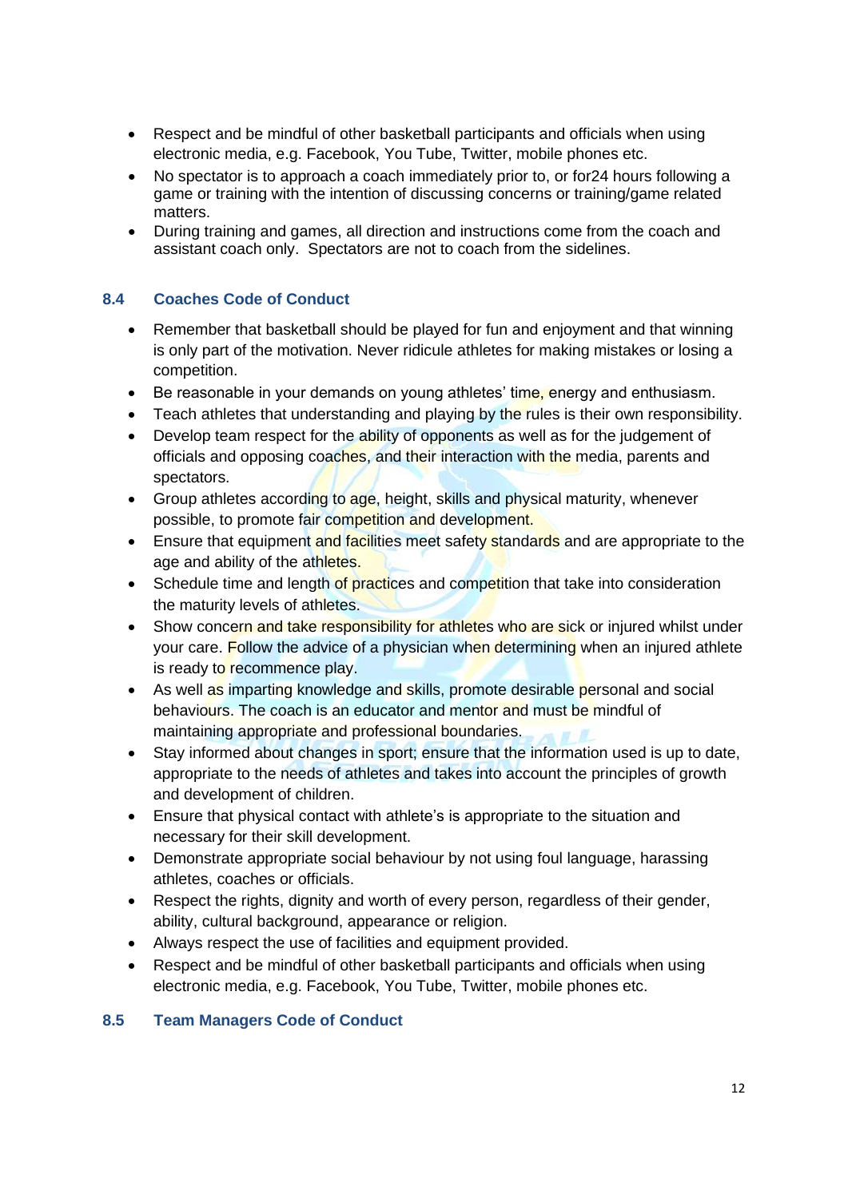- Respect and be mindful of other basketball participants and officials when using electronic media, e.g. Facebook, You Tube, Twitter, mobile phones etc.
- No spectator is to approach a coach immediately prior to, or for24 hours following a game or training with the intention of discussing concerns or training/game related matters.
- During training and games, all direction and instructions come from the coach and assistant coach only. Spectators are not to coach from the sidelines.

### 8.4 Coaches Code of Conduct

- Remember that basketball should be played for fun and enjoyment and that winning is only part of the motivation. Never ridicule athletes for making mistakes or losing a competition.
- Be reasonable in your demands on young athletes' time, energy and enthusiasm.
- Teach athletes that understanding and playing by the rules is their own responsibility.
- Develop team respect for the ability of opponents as well as for the judgement of officials and opposing coaches, and their interaction with the media, parents and spectators.
- Group athletes according to age, height, skills and physical maturity, whenever possible, to promote fair competition and development.
- Ensure that equipment and facilities meet safety standards and are appropriate to the age and ability of the athletes.
- Schedule time and length of practices and competition that take into consideration the maturity levels of athletes.
- Show concern and take responsibility for athletes who are sick or injured whilst under your care. Follow the advice of a physician when determining when an injured athlete is ready to recommence play.
- As well as imparting knowledge and skills, promote desirable personal and social behaviours. The coach is an educator and mentor and must be mindful of maintaining appropriate and professional boundaries.
- Stay informed about changes in sport; ensure that the information used is up to date, appropriate to the needs of athletes and takes into account the principles of growth and development of children.
- Ensure that physical contact with athlete's is appropriate to the situation and necessary for their skill development.
- Demonstrate appropriate social behaviour by not using foul language, harassing athletes, coaches or officials.
- Respect the rights, dignity and worth of every person, regardless of their gender, ability, cultural background, appearance or religion.
- Always respect the use of facilities and equipment provided.
- Respect and be mindful of other basketball participants and officials when using electronic media, e.g. Facebook, You Tube, Twitter, mobile phones etc.

### 8.5 Team Managers Code of Conduct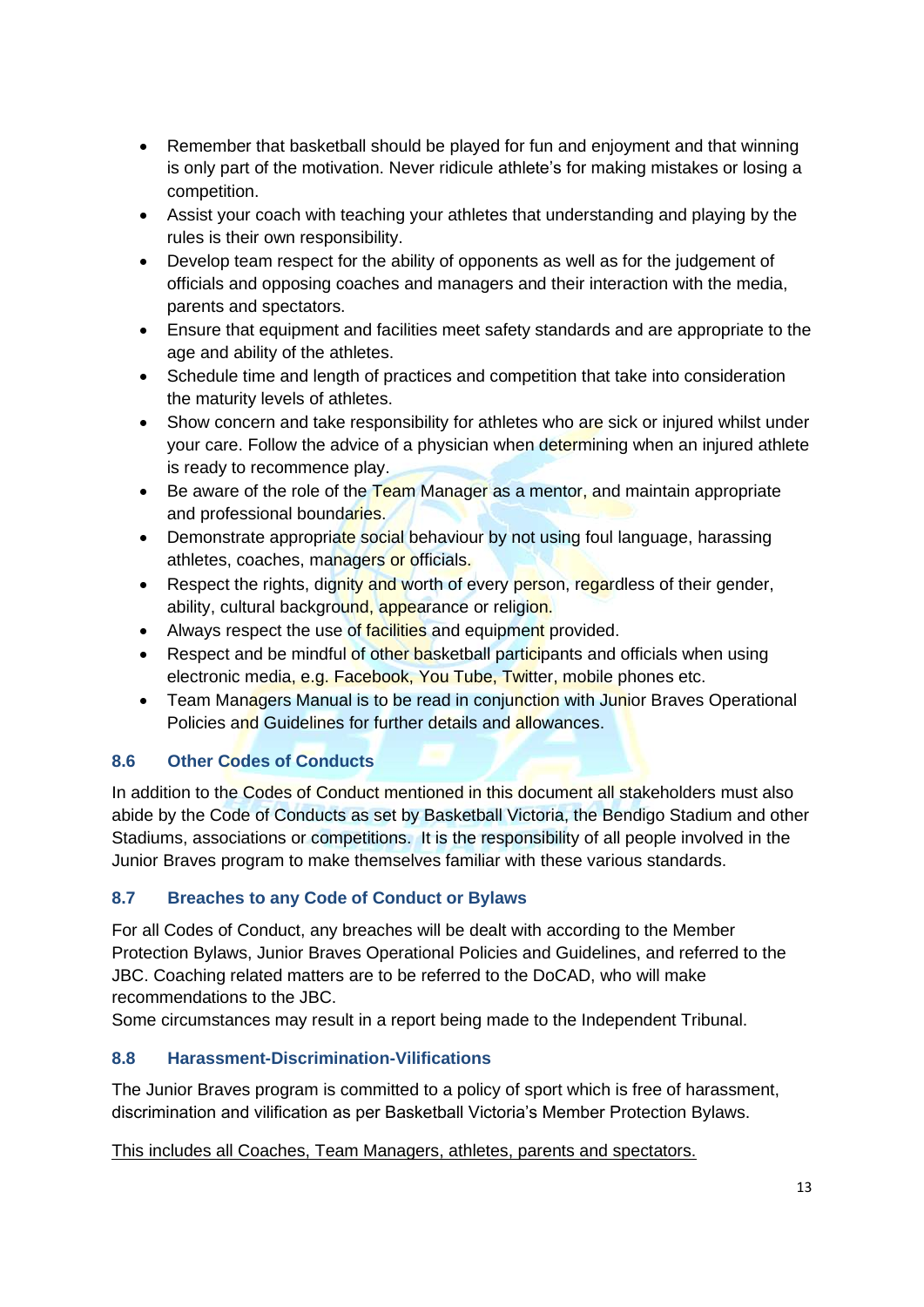- Remember that basketball should be played for fun and enjoyment and that winning is only part of the motivation. Never ridicule athlete's for making mistakes or losing a competition.
- Assist your coach with teaching your athletes that understanding and playing by the rules is their own responsibility.
- Develop team respect for the ability of opponents as well as for the judgement of officials and opposing coaches and managers and their interaction with the media, parents and spectators.
- Ensure that equipment and facilities meet safety standards and are appropriate to the age and ability of the athletes.
- Schedule time and length of practices and competition that take into consideration the maturity levels of athletes.
- Show concern and take responsibility for athletes who are sick or injured whilst under your care. Follow the advice of a physician when determining when an injured athlete is ready to recommence play.
- Be aware of the role of the Team Manager as a mentor, and maintain appropriate and professional boundaries.
- Demonstrate appropriate social behaviour by not using foul language, harassing athletes, coaches, managers or officials.
- Respect the rights, dignity and worth of every person, regardless of their gender, ability, cultural background, appearance or religion.
- Always respect the use of facilities and equipment provided.
- Respect and be mindful of other basketball participants and officials when using electronic media, e.g. Facebook, You Tube, Twitter, mobile phones etc.
- Team Managers Manual is to be read in conjunction with Junior Braves Operational Policies and Guidelines for further details and allowances.

### 8.6 Other Codes of Conducts

In addition to the Codes of Conduct mentioned in this document all stakeholders must also abide by the Code of Conducts as set by Basketball Victoria, the Bendigo Stadium and other Stadiums, associations or competitions. It is the responsibility of all people involved in the Junior Braves program to make themselves familiar with these various standards.

### 8.7 Breaches to any Code of Conduct or Bylaws

For all Codes of Conduct, any breaches will be dealt with according to the Member Protection Bylaws, Junior Braves Operational Policies and Guidelines, and referred to the JBC. Coaching related matters are to be referred to the DoCAD, who will make recommendations to the JBC.
Some circumstances may result in a report being made to the Independent Tribunal.

### 8.8 Harassment-Discrimination-Vilifications

The Junior Braves program is committed to a policy of sport which is free of harassment, discrimination and vilification as per Basketball Victoria's Member Protection Bylaws.

<u>This includes all Coaches, Team Managers, athletes, parents and spectators.</u>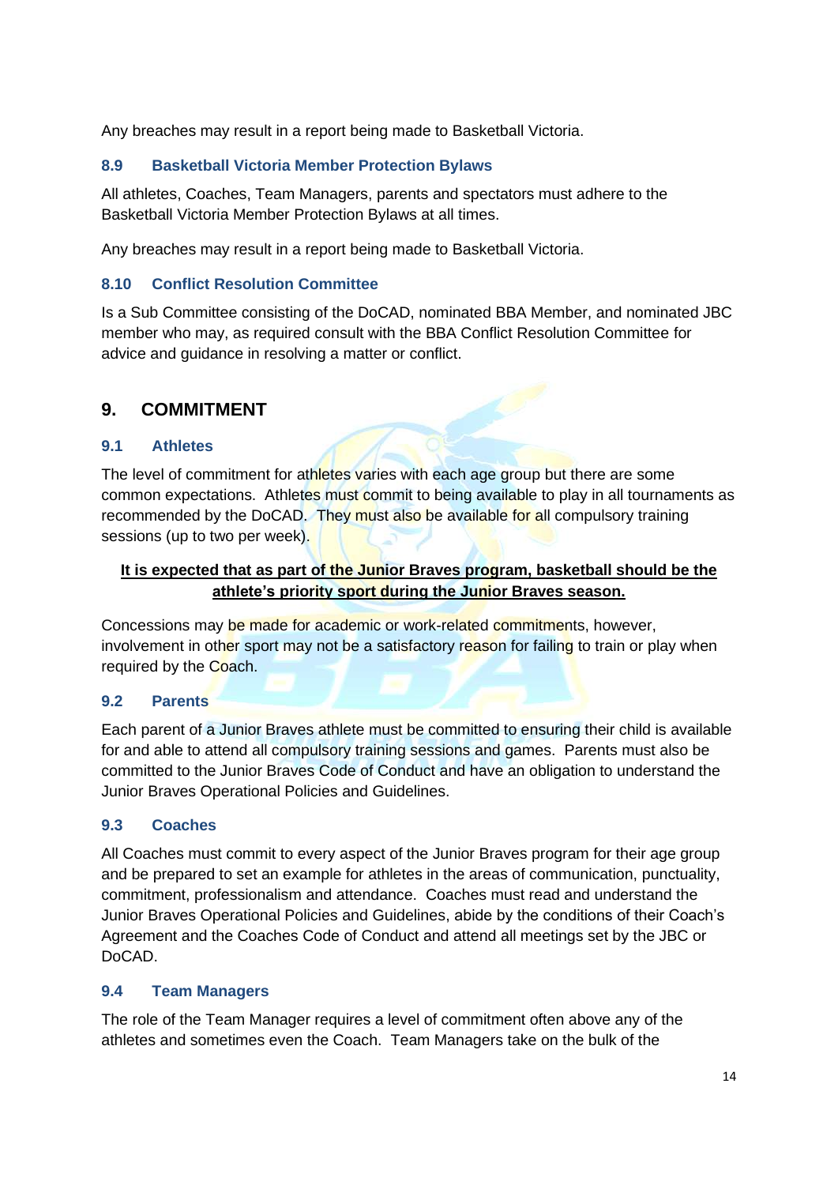Any breaches may result in a report being made to Basketball Victoria.

### 8.9 Basketball Victoria Member Protection Bylaws

All athletes, Coaches, Team Managers, parents and spectators must adhere to the Basketball Victoria Member Protection Bylaws at all times.

Any breaches may result in a report being made to Basketball Victoria.

### 8.10 Conflict Resolution Committee

Is a Sub Committee consisting of the DoCAD, nominated BBA Member, and nominated JBC member who may, as required consult with the BBA Conflict Resolution Committee for advice and guidance in resolving a matter or conflict.

## 9. COMMITMENT

### 9.1 Athletes

The level of commitment for athletes varies with each age group but there are some common expectations. Athletes must commit to being available to play in all tournaments as recommended by the DoCAD. They must also be available for all compulsory training sessions (up to two per week).

**It is expected that as part of the Junior Braves program, basketball should be the athlete's priority sport during the Junior Braves season.**

Concessions may be made for academic or work-related commitments, however, involvement in other sport may not be a satisfactory reason for failing to train or play when required by the Coach.

### 9.2 Parents

Each parent of a Junior Braves athlete must be committed to ensuring their child is available for and able to attend all compulsory training sessions and games. Parents must also be committed to the Junior Braves Code of Conduct and have an obligation to understand the Junior Braves Operational Policies and Guidelines.

### 9.3 Coaches

All Coaches must commit to every aspect of the Junior Braves program for their age group and be prepared to set an example for athletes in the areas of communication, punctuality, commitment, professionalism and attendance. Coaches must read and understand the Junior Braves Operational Policies and Guidelines, abide by the conditions of their Coach's Agreement and the Coaches Code of Conduct and attend all meetings set by the JBC or DoCAD.

### 9.4 Team Managers

The role of the Team Manager requires a level of commitment often above any of the athletes and sometimes even the Coach. Team Managers take on the bulk of the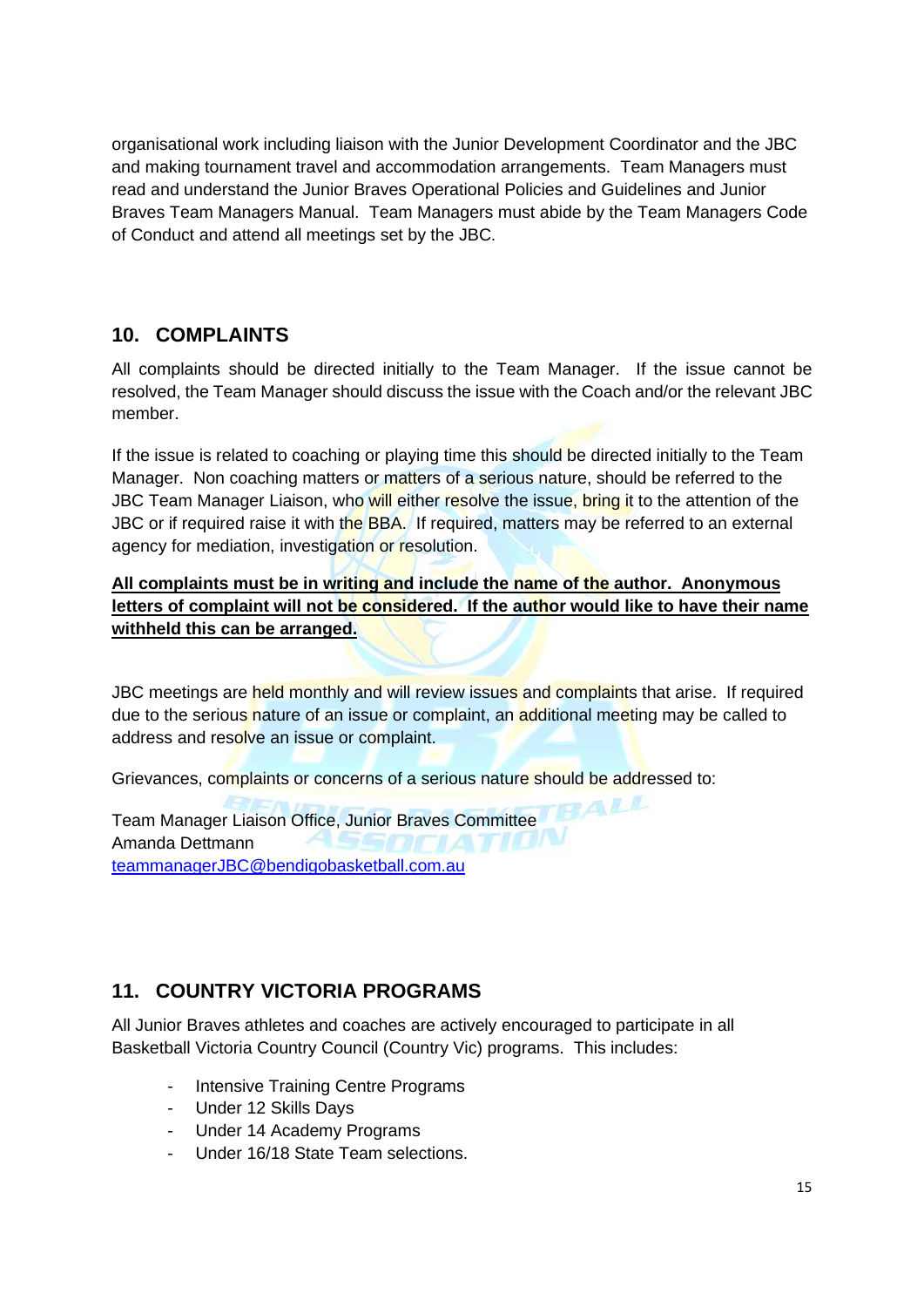organisational work including liaison with the Junior Development Coordinator and the JBC and making tournament travel and accommodation arrangements. Team Managers must read and understand the Junior Braves Operational Policies and Guidelines and Junior Braves Team Managers Manual. Team Managers must abide by the Team Managers Code of Conduct and attend all meetings set by the JBC.

## 10. COMPLAINTS

All complaints should be directed initially to the Team Manager. If the issue cannot be resolved, the Team Manager should discuss the issue with the Coach and/or the relevant JBC member.

If the issue is related to coaching or playing time this should be directed initially to the Team Manager. Non coaching matters or matters of a serious nature, should be referred to the JBC Team Manager Liaison, who will either resolve the issue, bring it to the attention of the JBC or if required raise it with the BBA. If required, matters may be referred to an external agency for mediation, investigation or resolution.

**All complaints must be in writing and include the name of the author. Anonymous letters of complaint will not be considered. If the author would like to have their name withheld this can be arranged.**

JBC meetings are held monthly and will review issues and complaints that arise. If required due to the serious nature of an issue or complaint, an additional meeting may be called to address and resolve an issue or complaint.

Grievances, complaints or concerns of a serious nature should be addressed to:

Team Manager Liaison Office, Junior Braves Committee
Amanda Dettmann
teammanagerJBC@bendigobasketball.com.au

## 11. COUNTRY VICTORIA PROGRAMS

All Junior Braves athletes and coaches are actively encouraged to participate in all Basketball Victoria Country Council (Country Vic) programs. This includes:

- Intensive Training Centre Programs
- Under 12 Skills Days
- Under 14 Academy Programs
- Under 16/18 State Team selections.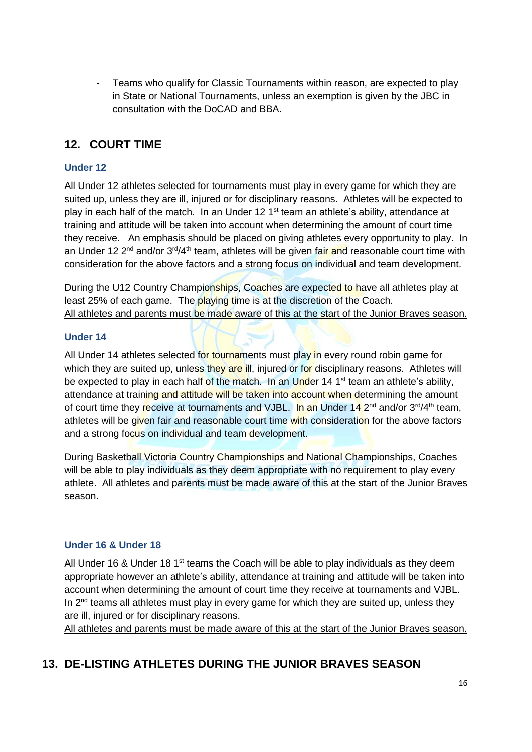- Teams who qualify for Classic Tournaments within reason, are expected to play in State or National Tournaments, unless an exemption is given by the JBC in consultation with the DoCAD and BBA.

## 12. COURT TIME

### Under 12

All Under 12 athletes selected for tournaments must play in every game for which they are suited up, unless they are ill, injured or for disciplinary reasons. Athletes will be expected to play in each half of the match. In an Under 12 1st team an athlete's ability, attendance at training and attitude will be taken into account when determining the amount of court time they receive. An emphasis should be placed on giving athletes every opportunity to play. In an Under 12 2nd and/or 3rd/4th team, athletes will be given fair and reasonable court time with consideration for the above factors and a strong focus on individual and team development.

During the U12 Country Championships, Coaches are expected to have all athletes play at least 25% of each game. The playing time is at the discretion of the Coach.
<u>All athletes and parents must be made aware of this at the start of the Junior Braves season.</u>

### Under 14

All Under 14 athletes selected for tournaments must play in every round robin game for which they are suited up, unless they are ill, injured or for disciplinary reasons. Athletes will be expected to play in each half of the match. In an Under 14 1st team an athlete's ability, attendance at training and attitude will be taken into account when determining the amount of court time they receive at tournaments and VJBL. In an Under 14 2nd and/or 3rd/4th team, athletes will be given fair and reasonable court time with consideration for the above factors and a strong focus on individual and team development.

<u>During Basketball Victoria Country Championships and National Championships, Coaches will be able to play individuals as they deem appropriate with no requirement to play every athlete. All athletes and parents must be made aware of this at the start of the Junior Braves season.</u>

### Under 16 & Under 18

All Under 16 & Under 18 1st teams the Coach will be able to play individuals as they deem appropriate however an athlete's ability, attendance at training and attitude will be taken into account when determining the amount of court time they receive at tournaments and VJBL. In 2nd teams all athletes must play in every game for which they are suited up, unless they are ill, injured or for disciplinary reasons.
<u>All athletes and parents must be made aware of this at the start of the Junior Braves season.</u>

## 13. DE-LISTING ATHLETES DURING THE JUNIOR BRAVES SEASON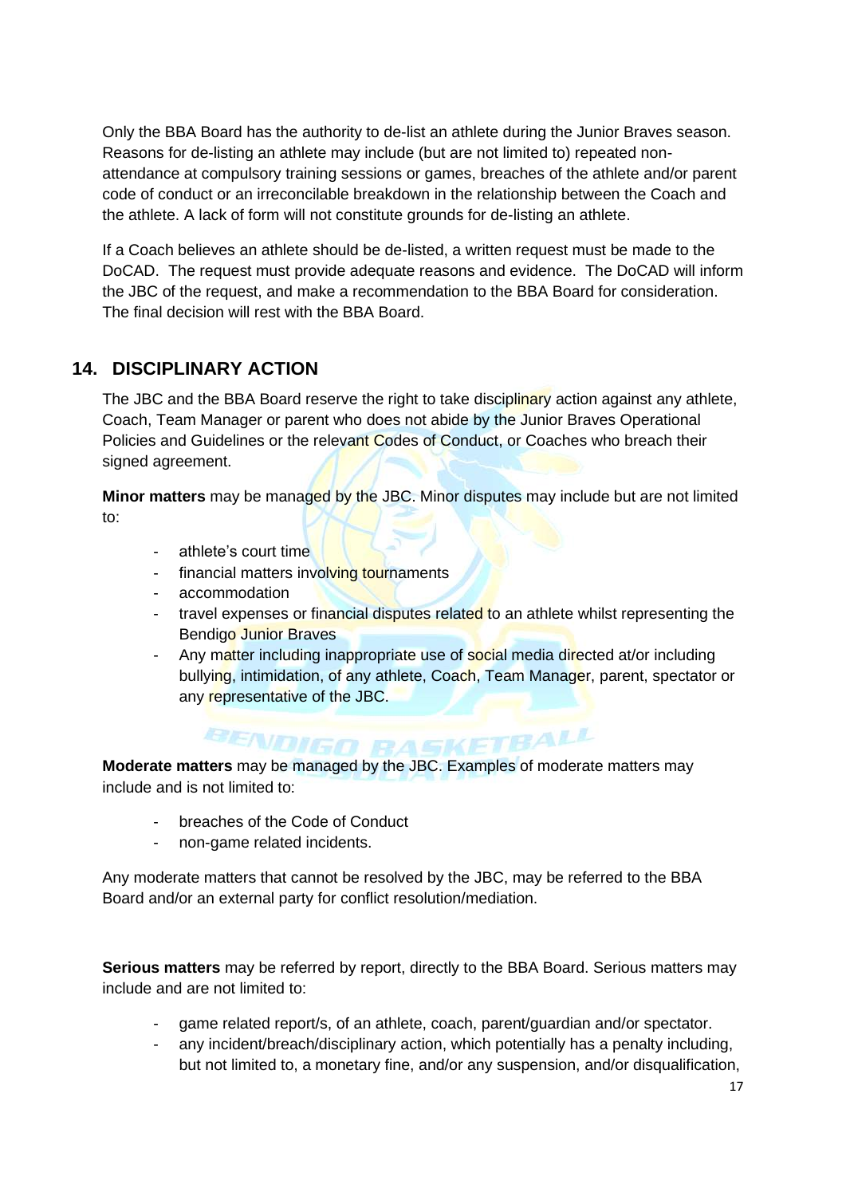Only the BBA Board has the authority to de-list an athlete during the Junior Braves season. Reasons for de-listing an athlete may include (but are not limited to) repeated non-attendance at compulsory training sessions or games, breaches of the athlete and/or parent code of conduct or an irreconcilable breakdown in the relationship between the Coach and the athlete. A lack of form will not constitute grounds for de-listing an athlete.

If a Coach believes an athlete should be de-listed, a written request must be made to the DoCAD. The request must provide adequate reasons and evidence. The DoCAD will inform the JBC of the request, and make a recommendation to the BBA Board for consideration. The final decision will rest with the BBA Board.

## 14. DISCIPLINARY ACTION

The JBC and the BBA Board reserve the right to take disciplinary action against any athlete, Coach, Team Manager or parent who does not abide by the Junior Braves Operational Policies and Guidelines or the relevant Codes of Conduct, or Coaches who breach their signed agreement.

**Minor matters** may be managed by the JBC. Minor disputes may include but are not limited to:

- athlete's court time
- financial matters involving tournaments
- accommodation
- travel expenses or financial disputes related to an athlete whilst representing the Bendigo Junior Braves
- Any matter including inappropriate use of social media directed at/or including bullying, intimidation, of any athlete, Coach, Team Manager, parent, spectator or any representative of the JBC.

**Moderate matters** may be managed by the JBC. Examples of moderate matters may include and is not limited to:

- breaches of the Code of Conduct
- non-game related incidents.

Any moderate matters that cannot be resolved by the JBC, may be referred to the BBA Board and/or an external party for conflict resolution/mediation.

**Serious matters** may be referred by report, directly to the BBA Board. Serious matters may include and are not limited to:

- game related report/s, of an athlete, coach, parent/guardian and/or spectator.
- any incident/breach/disciplinary action, which potentially has a penalty including, but not limited to, a monetary fine, and/or any suspension, and/or disqualification,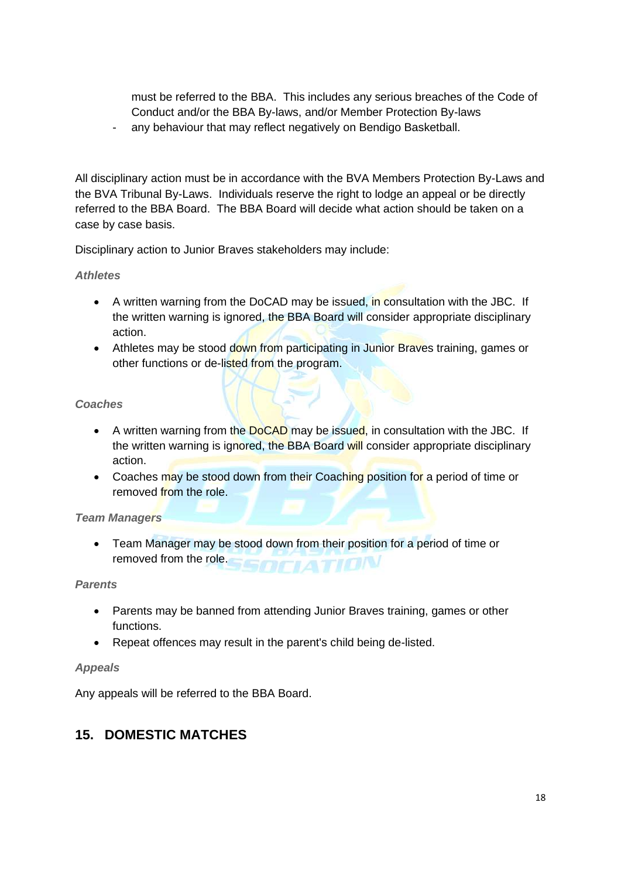must be referred to the BBA. This includes any serious breaches of the Code of Conduct and/or the BBA By-laws, and/or Member Protection By-laws

- any behaviour that may reflect negatively on Bendigo Basketball.

All disciplinary action must be in accordance with the BVA Members Protection By-Laws and the BVA Tribunal By-Laws. Individuals reserve the right to lodge an appeal or be directly referred to the BBA Board. The BBA Board will decide what action should be taken on a case by case basis.

Disciplinary action to Junior Braves stakeholders may include:

***Athletes***

- A written warning from the DoCAD may be issued, in consultation with the JBC. If the written warning is ignored, the BBA Board will consider appropriate disciplinary action.
- Athletes may be stood down from participating in Junior Braves training, games or other functions or de-listed from the program.

***Coaches***

- A written warning from the DoCAD may be issued, in consultation with the JBC. If the written warning is ignored, the BBA Board will consider appropriate disciplinary action.
- Coaches may be stood down from their Coaching position for a period of time or removed from the role.

***Team Managers***

- Team Manager may be stood down from their position for a period of time or removed from the role.

***Parents***

- Parents may be banned from attending Junior Braves training, games or other functions.
- Repeat offences may result in the parent's child being de-listed.

***Appeals***

Any appeals will be referred to the BBA Board.

## 15. DOMESTIC MATCHES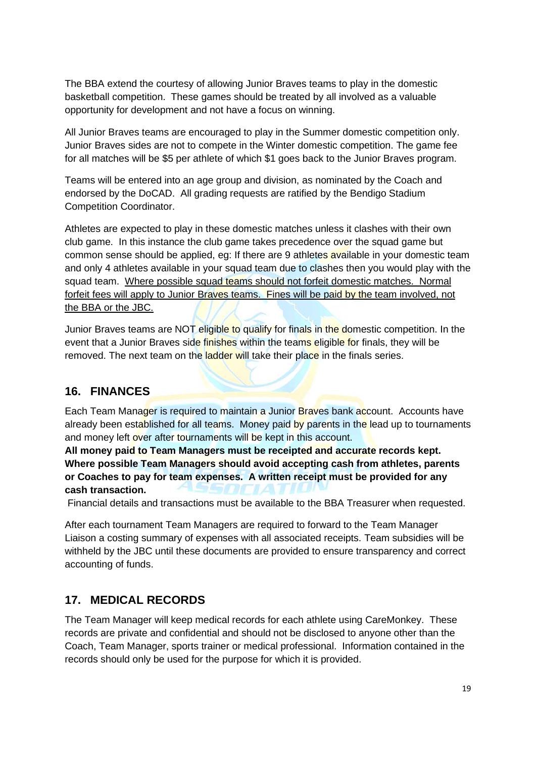The BBA extend the courtesy of allowing Junior Braves teams to play in the domestic basketball competition. These games should be treated by all involved as a valuable opportunity for development and not have a focus on winning.

All Junior Braves teams are encouraged to play in the Summer domestic competition only. Junior Braves sides are not to compete in the Winter domestic competition. The game fee for all matches will be $5 per athlete of which $1 goes back to the Junior Braves program.

Teams will be entered into an age group and division, as nominated by the Coach and endorsed by the DoCAD. All grading requests are ratified by the Bendigo Stadium Competition Coordinator.

Athletes are expected to play in these domestic matches unless it clashes with their own club game. In this instance the club game takes precedence over the squad game but common sense should be applied, eg: If there are 9 athletes available in your domestic team and only 4 athletes available in your squad team due to clashes then you would play with the squad team. <u>Where possible squad teams should not forfeit domestic matches. Normal forfeit fees will apply to Junior Braves teams. Fines will be paid by the team involved, not the BBA or the JBC.</u>

Junior Braves teams are NOT eligible to qualify for finals in the domestic competition. In the event that a Junior Braves side finishes within the teams eligible for finals, they will be removed. The next team on the ladder will take their place in the finals series.

## 16. FINANCES

Each Team Manager is required to maintain a Junior Braves bank account. Accounts have already been established for all teams. Money paid by parents in the lead up to tournaments and money left over after tournaments will be kept in this account.

**All money paid to Team Managers must be receipted and accurate records kept. Where possible Team Managers should avoid accepting cash from athletes, parents or Coaches to pay for team expenses. A written receipt must be provided for any cash transaction.**

Financial details and transactions must be available to the BBA Treasurer when requested.

After each tournament Team Managers are required to forward to the Team Manager Liaison a costing summary of expenses with all associated receipts. Team subsidies will be withheld by the JBC until these documents are provided to ensure transparency and correct accounting of funds.

## 17. MEDICAL RECORDS

The Team Manager will keep medical records for each athlete using CareMonkey. These records are private and confidential and should not be disclosed to anyone other than the Coach, Team Manager, sports trainer or medical professional. Information contained in the records should only be used for the purpose for which it is provided.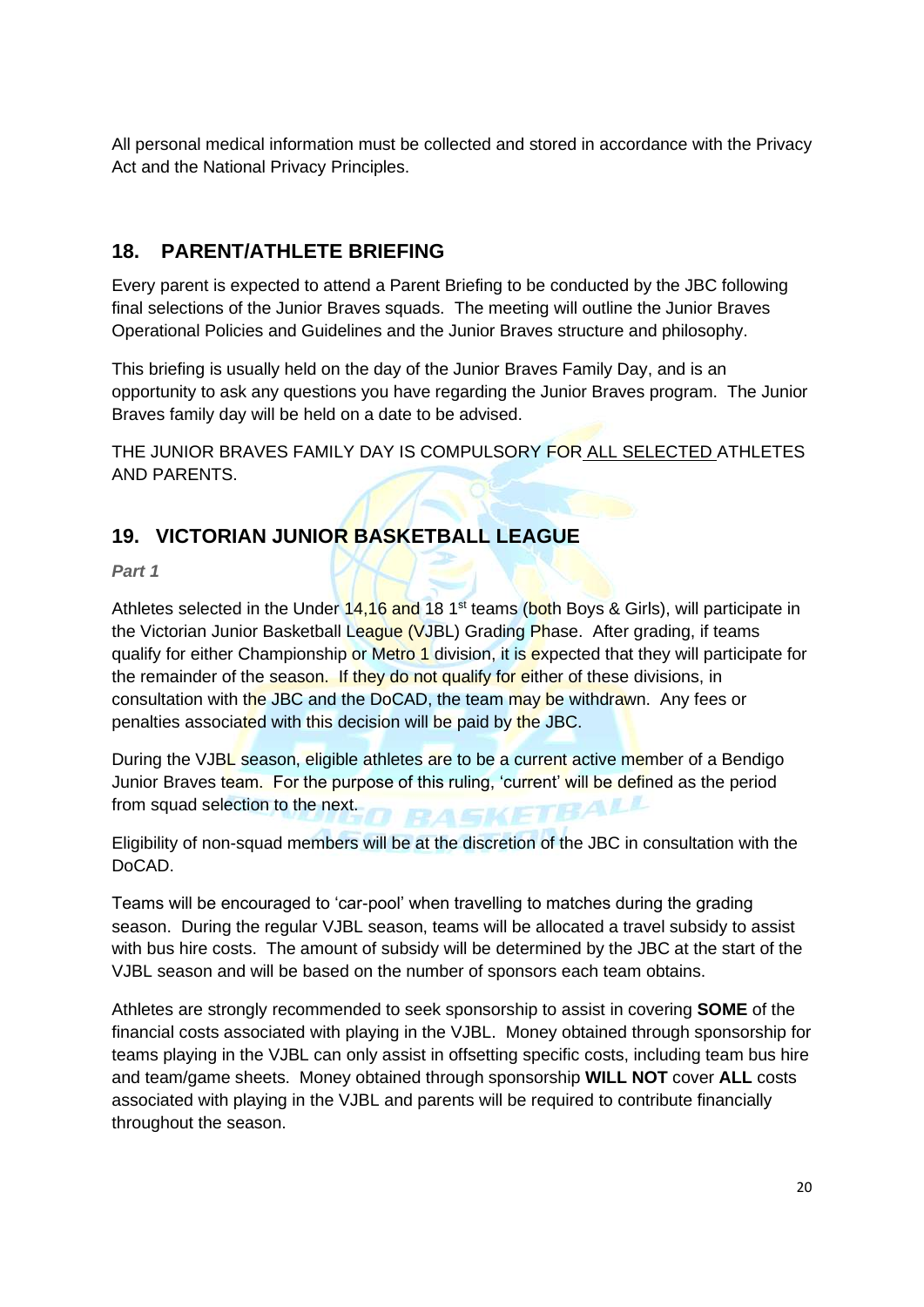All personal medical information must be collected and stored in accordance with the Privacy Act and the National Privacy Principles.

## 18. PARENT/ATHLETE BRIEFING

Every parent is expected to attend a Parent Briefing to be conducted by the JBC following final selections of the Junior Braves squads. The meeting will outline the Junior Braves Operational Policies and Guidelines and the Junior Braves structure and philosophy.

This briefing is usually held on the day of the Junior Braves Family Day, and is an opportunity to ask any questions you have regarding the Junior Braves program. The Junior Braves family day will be held on a date to be advised.

THE JUNIOR BRAVES FAMILY DAY IS COMPULSORY FOR ALL SELECTED ATHLETES AND PARENTS.

## 19. VICTORIAN JUNIOR BASKETBALL LEAGUE

***Part 1***

Athletes selected in the Under 14,16 and 18 1st teams (both Boys & Girls), will participate in the Victorian Junior Basketball League (VJBL) Grading Phase. After grading, if teams qualify for either Championship or Metro 1 division, it is expected that they will participate for the remainder of the season. If they do not qualify for either of these divisions, in consultation with the JBC and the DoCAD, the team may be withdrawn. Any fees or penalties associated with this decision will be paid by the JBC.

During the VJBL season, eligible athletes are to be a current active member of a Bendigo Junior Braves team. For the purpose of this ruling, 'current' will be defined as the period from squad selection to the next.

Eligibility of non-squad members will be at the discretion of the JBC in consultation with the DoCAD.

Teams will be encouraged to 'car-pool' when travelling to matches during the grading season. During the regular VJBL season, teams will be allocated a travel subsidy to assist with bus hire costs. The amount of subsidy will be determined by the JBC at the start of the VJBL season and will be based on the number of sponsors each team obtains.

Athletes are strongly recommended to seek sponsorship to assist in covering **SOME** of the financial costs associated with playing in the VJBL. Money obtained through sponsorship for teams playing in the VJBL can only assist in offsetting specific costs, including team bus hire and team/game sheets. Money obtained through sponsorship **WILL NOT** cover **ALL** costs associated with playing in the VJBL and parents will be required to contribute financially throughout the season.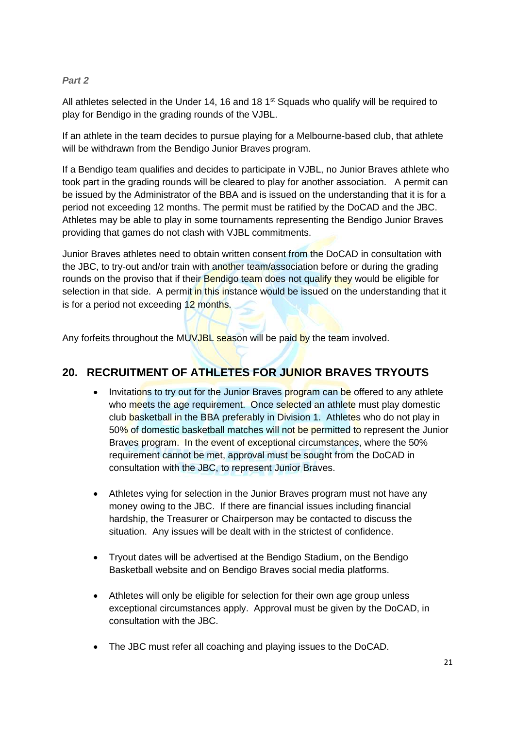*Part 2*

All athletes selected in the Under 14, 16 and 18 1st Squads who qualify will be required to play for Bendigo in the grading rounds of the VJBL.

If an athlete in the team decides to pursue playing for a Melbourne-based club, that athlete will be withdrawn from the Bendigo Junior Braves program.

If a Bendigo team qualifies and decides to participate in VJBL, no Junior Braves athlete who took part in the grading rounds will be cleared to play for another association. A permit can be issued by the Administrator of the BBA and is issued on the understanding that it is for a period not exceeding 12 months. The permit must be ratified by the DoCAD and the JBC. Athletes may be able to play in some tournaments representing the Bendigo Junior Braves providing that games do not clash with VJBL commitments.

Junior Braves athletes need to obtain written consent from the DoCAD in consultation with the JBC, to try-out and/or train with another team/association before or during the grading rounds on the proviso that if their Bendigo team does not qualify they would be eligible for selection in that side. A permit in this instance would be issued on the understanding that it is for a period not exceeding 12 months.

Any forfeits throughout the MUVJBL season will be paid by the team involved.

## 20. RECRUITMENT OF ATHLETES FOR JUNIOR BRAVES TRYOUTS

- Invitations to try out for the Junior Braves program can be offered to any athlete who meets the age requirement. Once selected an athlete must play domestic club basketball in the BBA preferably in Division 1. Athletes who do not play in 50% of domestic basketball matches will not be permitted to represent the Junior Braves program. In the event of exceptional circumstances, where the 50% requirement cannot be met, approval must be sought from the DoCAD in consultation with the JBC, to represent Junior Braves.

- Athletes vying for selection in the Junior Braves program must not have any money owing to the JBC. If there are financial issues including financial hardship, the Treasurer or Chairperson may be contacted to discuss the situation. Any issues will be dealt with in the strictest of confidence.

- Tryout dates will be advertised at the Bendigo Stadium, on the Bendigo Basketball website and on Bendigo Braves social media platforms.

- Athletes will only be eligible for selection for their own age group unless exceptional circumstances apply. Approval must be given by the DoCAD, in consultation with the JBC.

- The JBC must refer all coaching and playing issues to the DoCAD.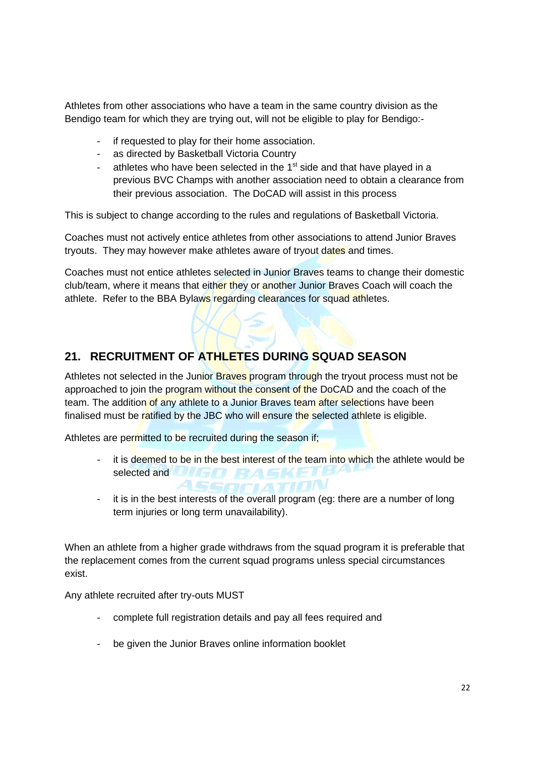Athletes from other associations who have a team in the same country division as the Bendigo team for which they are trying out, will not be eligible to play for Bendigo:-

- if requested to play for their home association.
- as directed by Basketball Victoria Country
- athletes who have been selected in the 1st side and that have played in a previous BVC Champs with another association need to obtain a clearance from their previous association. The DoCAD will assist in this process

This is subject to change according to the rules and regulations of Basketball Victoria.

Coaches must not actively entice athletes from other associations to attend Junior Braves tryouts. They may however make athletes aware of tryout dates and times.

Coaches must not entice athletes selected in Junior Braves teams to change their domestic club/team, where it means that either they or another Junior Braves Coach will coach the athlete. Refer to the BBA Bylaws regarding clearances for squad athletes.

## 21. RECRUITMENT OF ATHLETES DURING SQUAD SEASON

Athletes not selected in the Junior Braves program through the tryout process must not be approached to join the program without the consent of the DoCAD and the coach of the team. The addition of any athlete to a Junior Braves team after selections have been finalised must be ratified by the JBC who will ensure the selected athlete is eligible.

Athletes are permitted to be recruited during the season if;

- it is deemed to be in the best interest of the team into which the athlete would be selected and

- it is in the best interests of the overall program (eg: there are a number of long term injuries or long term unavailability).

When an athlete from a higher grade withdraws from the squad program it is preferable that the replacement comes from the current squad programs unless special circumstances exist.

Any athlete recruited after try-outs MUST

- complete full registration details and pay all fees required and

- be given the Junior Braves online information booklet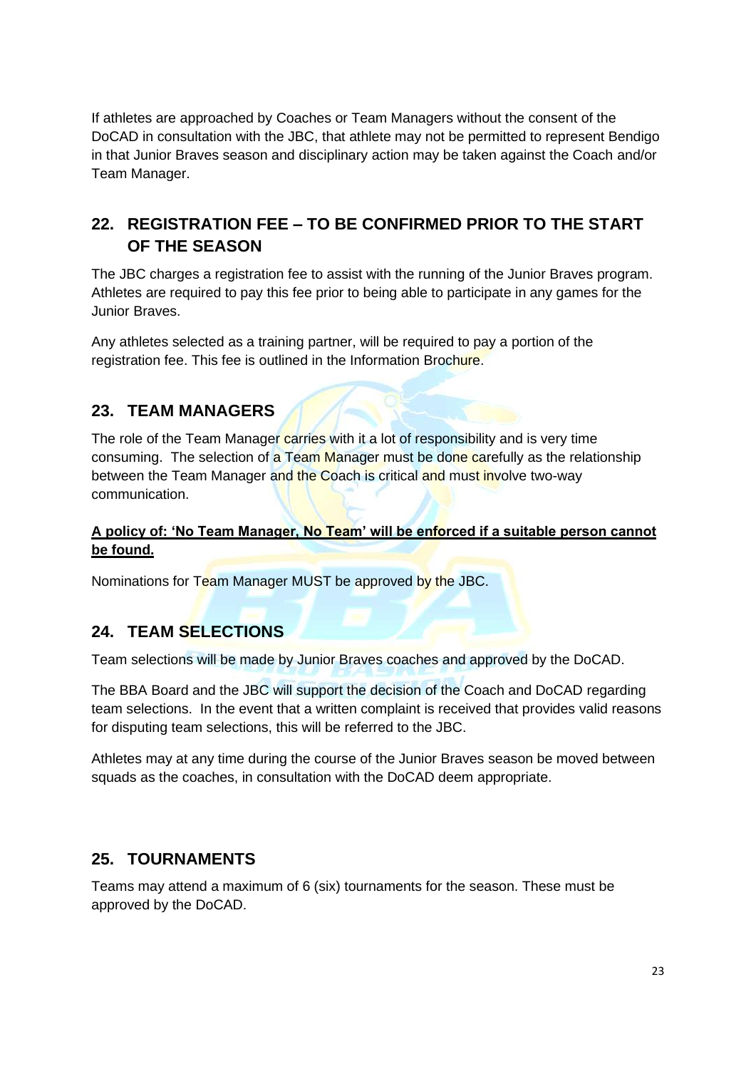If athletes are approached by Coaches or Team Managers without the consent of the DoCAD in consultation with the JBC, that athlete may not be permitted to represent Bendigo in that Junior Braves season and disciplinary action may be taken against the Coach and/or Team Manager.

## 22. REGISTRATION FEE – TO BE CONFIRMED PRIOR TO THE START OF THE SEASON

The JBC charges a registration fee to assist with the running of the Junior Braves program. Athletes are required to pay this fee prior to being able to participate in any games for the Junior Braves.

Any athletes selected as a training partner, will be required to pay a portion of the registration fee. This fee is outlined in the Information Brochure.

## 23. TEAM MANAGERS

The role of the Team Manager carries with it a lot of responsibility and is very time consuming. The selection of a Team Manager must be done carefully as the relationship between the Team Manager and the Coach is critical and must involve two-way communication.

**A policy of: 'No Team Manager, No Team' will be enforced if a suitable person cannot be found.**

Nominations for Team Manager MUST be approved by the JBC.

## 24. TEAM SELECTIONS

Team selections will be made by Junior Braves coaches and approved by the DoCAD.

The BBA Board and the JBC will support the decision of the Coach and DoCAD regarding team selections. In the event that a written complaint is received that provides valid reasons for disputing team selections, this will be referred to the JBC.

Athletes may at any time during the course of the Junior Braves season be moved between squads as the coaches, in consultation with the DoCAD deem appropriate.

## 25. TOURNAMENTS

Teams may attend a maximum of 6 (six) tournaments for the season. These must be approved by the DoCAD.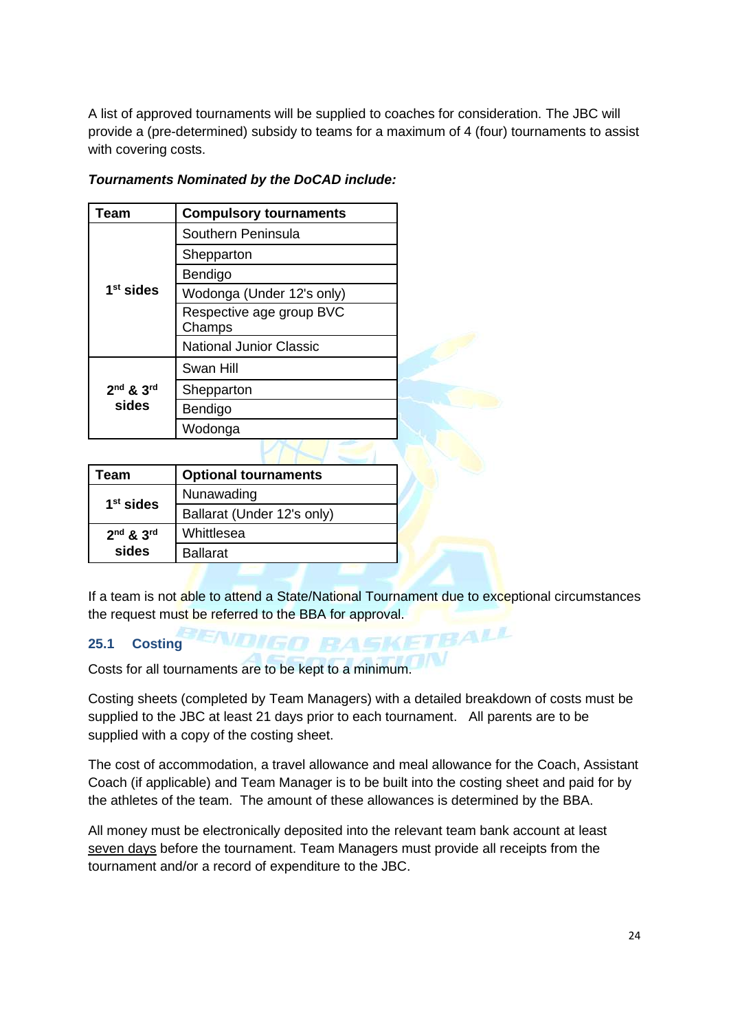A list of approved tournaments will be supplied to coaches for consideration. The JBC will provide a (pre-determined) subsidy to teams for a maximum of 4 (four) tournaments to assist with covering costs.

***Tournaments Nominated by the DoCAD include:***

| Team | Compulsory tournaments |
|---|---|
| 1st sides | Southern Peninsula |
| | Shepparton |
| | Bendigo |
| | Wodonga (Under 12's only) |
| | Respective age group BVC Champs |
| | National Junior Classic |
| 2nd & 3rd sides | Swan Hill |
| | Shepparton |
| | Bendigo |
| | Wodonga |

| Team | Optional tournaments |
|---|---|
| 1st sides | Nunawading |
| | Ballarat (Under 12's only) |
| 2nd & 3rd sides | Whittlesea |
| | Ballarat |

If a team is not able to attend a State/National Tournament due to exceptional circumstances the request must be referred to the BBA for approval.

### 25.1 Costing

Costs for all tournaments are to be kept to a minimum.

Costing sheets (completed by Team Managers) with a detailed breakdown of costs must be supplied to the JBC at least 21 days prior to each tournament. All parents are to be supplied with a copy of the costing sheet.

The cost of accommodation, a travel allowance and meal allowance for the Coach, Assistant Coach (if applicable) and Team Manager is to be built into the costing sheet and paid for by the athletes of the team. The amount of these allowances is determined by the BBA.

All money must be electronically deposited into the relevant team bank account at least seven days before the tournament. Team Managers must provide all receipts from the tournament and/or a record of expenditure to the JBC.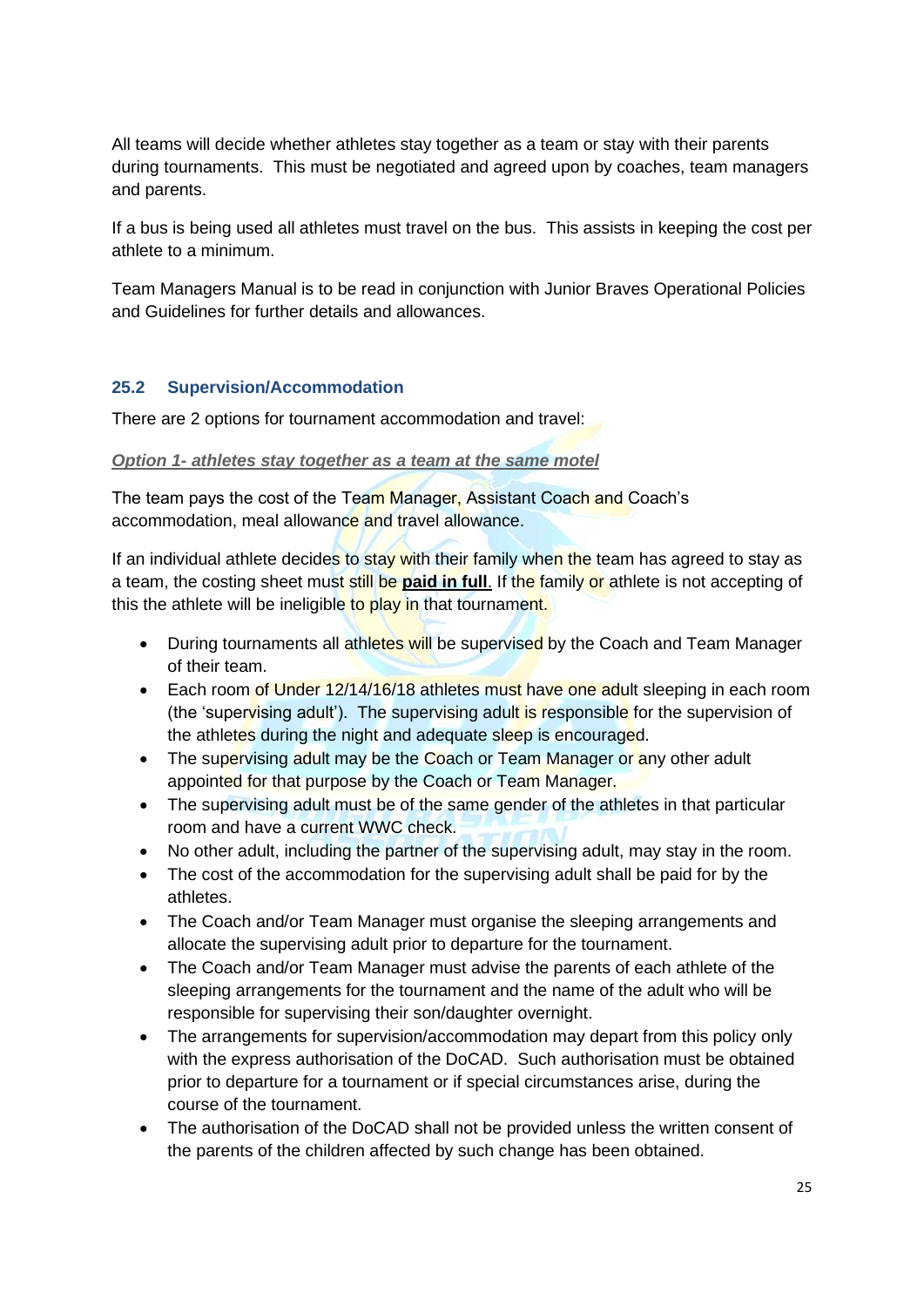All teams will decide whether athletes stay together as a team or stay with their parents during tournaments. This must be negotiated and agreed upon by coaches, team managers and parents.

If a bus is being used all athletes must travel on the bus. This assists in keeping the cost per athlete to a minimum.

Team Managers Manual is to be read in conjunction with Junior Braves Operational Policies and Guidelines for further details and allowances.

### 25.2 Supervision/Accommodation

There are 2 options for tournament accommodation and travel:

***Option 1- athletes stay together as a team at the same motel***

The team pays the cost of the Team Manager, Assistant Coach and Coach's accommodation, meal allowance and travel allowance.

If an individual athlete decides to stay with their family when the team has agreed to stay as a team, the costing sheet must still be **paid in full**. If the family or athlete is not accepting of this the athlete will be ineligible to play in that tournament.

- During tournaments all athletes will be supervised by the Coach and Team Manager of their team.
- Each room of Under 12/14/16/18 athletes must have one adult sleeping in each room (the 'supervising adult'). The supervising adult is responsible for the supervision of the athletes during the night and adequate sleep is encouraged.
- The supervising adult may be the Coach or Team Manager or any other adult appointed for that purpose by the Coach or Team Manager.
- The supervising adult must be of the same gender of the athletes in that particular room and have a current WWC check.
- No other adult, including the partner of the supervising adult, may stay in the room.
- The cost of the accommodation for the supervising adult shall be paid for by the athletes.
- The Coach and/or Team Manager must organise the sleeping arrangements and allocate the supervising adult prior to departure for the tournament.
- The Coach and/or Team Manager must advise the parents of each athlete of the sleeping arrangements for the tournament and the name of the adult who will be responsible for supervising their son/daughter overnight.
- The arrangements for supervision/accommodation may depart from this policy only with the express authorisation of the DoCAD. Such authorisation must be obtained prior to departure for a tournament or if special circumstances arise, during the course of the tournament.
- The authorisation of the DoCAD shall not be provided unless the written consent of the parents of the children affected by such change has been obtained.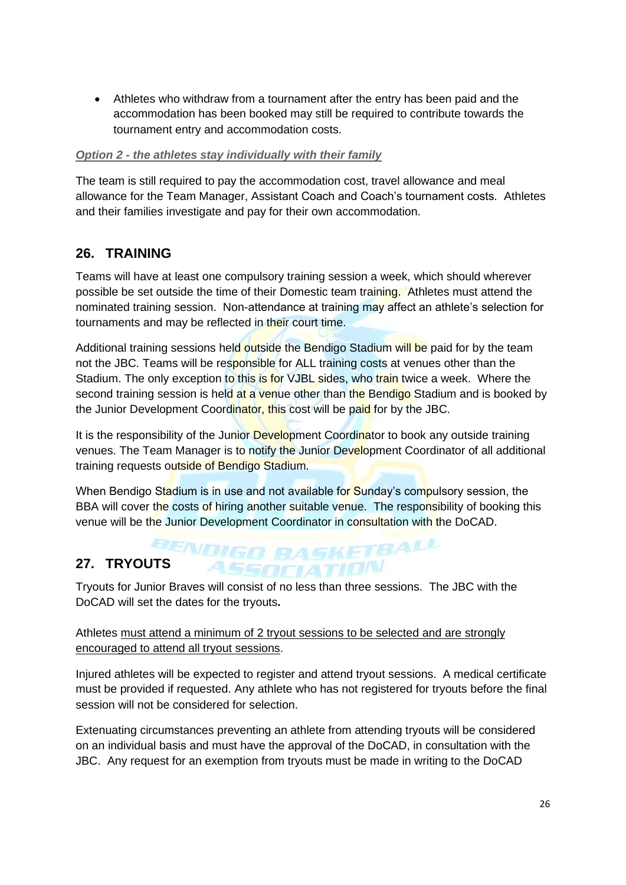- Athletes who withdraw from a tournament after the entry has been paid and the accommodation has been booked may still be required to contribute towards the tournament entry and accommodation costs.

***Option 2 - the athletes stay individually with their family***

The team is still required to pay the accommodation cost, travel allowance and meal allowance for the Team Manager, Assistant Coach and Coach's tournament costs. Athletes and their families investigate and pay for their own accommodation.

## 26. TRAINING

Teams will have at least one compulsory training session a week, which should wherever possible be set outside the time of their Domestic team training. Athletes must attend the nominated training session. Non-attendance at training may affect an athlete's selection for tournaments and may be reflected in their court time.

Additional training sessions held outside the Bendigo Stadium will be paid for by the team not the JBC. Teams will be responsible for ALL training costs at venues other than the Stadium. The only exception to this is for VJBL sides, who train twice a week. Where the second training session is held at a venue other than the Bendigo Stadium and is booked by the Junior Development Coordinator, this cost will be paid for by the JBC.

It is the responsibility of the Junior Development Coordinator to book any outside training venues. The Team Manager is to notify the Junior Development Coordinator of all additional training requests outside of Bendigo Stadium.

When Bendigo Stadium is in use and not available for Sunday's compulsory session, the BBA will cover the costs of hiring another suitable venue. The responsibility of booking this venue will be the Junior Development Coordinator in consultation with the DoCAD.

## 27. TRYOUTS

Tryouts for Junior Braves will consist of no less than three sessions. The JBC with the DoCAD will set the dates for the tryouts**.**

Athletes must attend a minimum of 2 tryout sessions to be selected and are strongly encouraged to attend all tryout sessions.

Injured athletes will be expected to register and attend tryout sessions. A medical certificate must be provided if requested. Any athlete who has not registered for tryouts before the final session will not be considered for selection.

Extenuating circumstances preventing an athlete from attending tryouts will be considered on an individual basis and must have the approval of the DoCAD, in consultation with the JBC. Any request for an exemption from tryouts must be made in writing to the DoCAD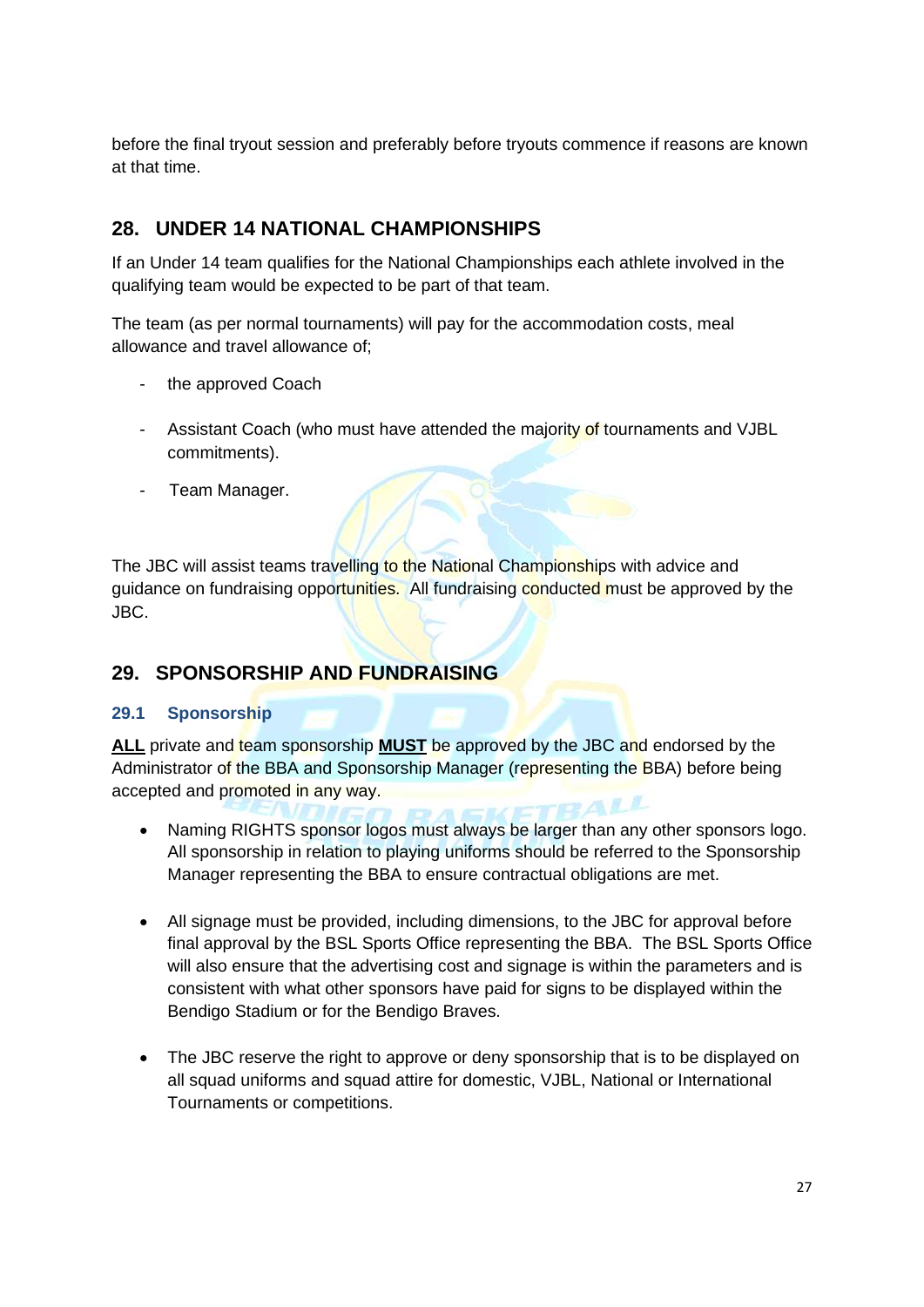before the final tryout session and preferably before tryouts commence if reasons are known at that time.

## 28. UNDER 14 NATIONAL CHAMPIONSHIPS

If an Under 14 team qualifies for the National Championships each athlete involved in the qualifying team would be expected to be part of that team.

The team (as per normal tournaments) will pay for the accommodation costs, meal allowance and travel allowance of;

- the approved Coach
- Assistant Coach (who must have attended the majority of tournaments and VJBL commitments).
- Team Manager.

The JBC will assist teams travelling to the National Championships with advice and guidance on fundraising opportunities. All fundraising conducted must be approved by the JBC.

## 29. SPONSORSHIP AND FUNDRAISING

### 29.1 Sponsorship

**ALL** private and team sponsorship **MUST** be approved by the JBC and endorsed by the Administrator of the BBA and Sponsorship Manager (representing the BBA) before being accepted and promoted in any way.

- Naming RIGHTS sponsor logos must always be larger than any other sponsors logo. All sponsorship in relation to playing uniforms should be referred to the Sponsorship Manager representing the BBA to ensure contractual obligations are met.
- All signage must be provided, including dimensions, to the JBC for approval before final approval by the BSL Sports Office representing the BBA. The BSL Sports Office will also ensure that the advertising cost and signage is within the parameters and is consistent with what other sponsors have paid for signs to be displayed within the Bendigo Stadium or for the Bendigo Braves.
- The JBC reserve the right to approve or deny sponsorship that is to be displayed on all squad uniforms and squad attire for domestic, VJBL, National or International Tournaments or competitions.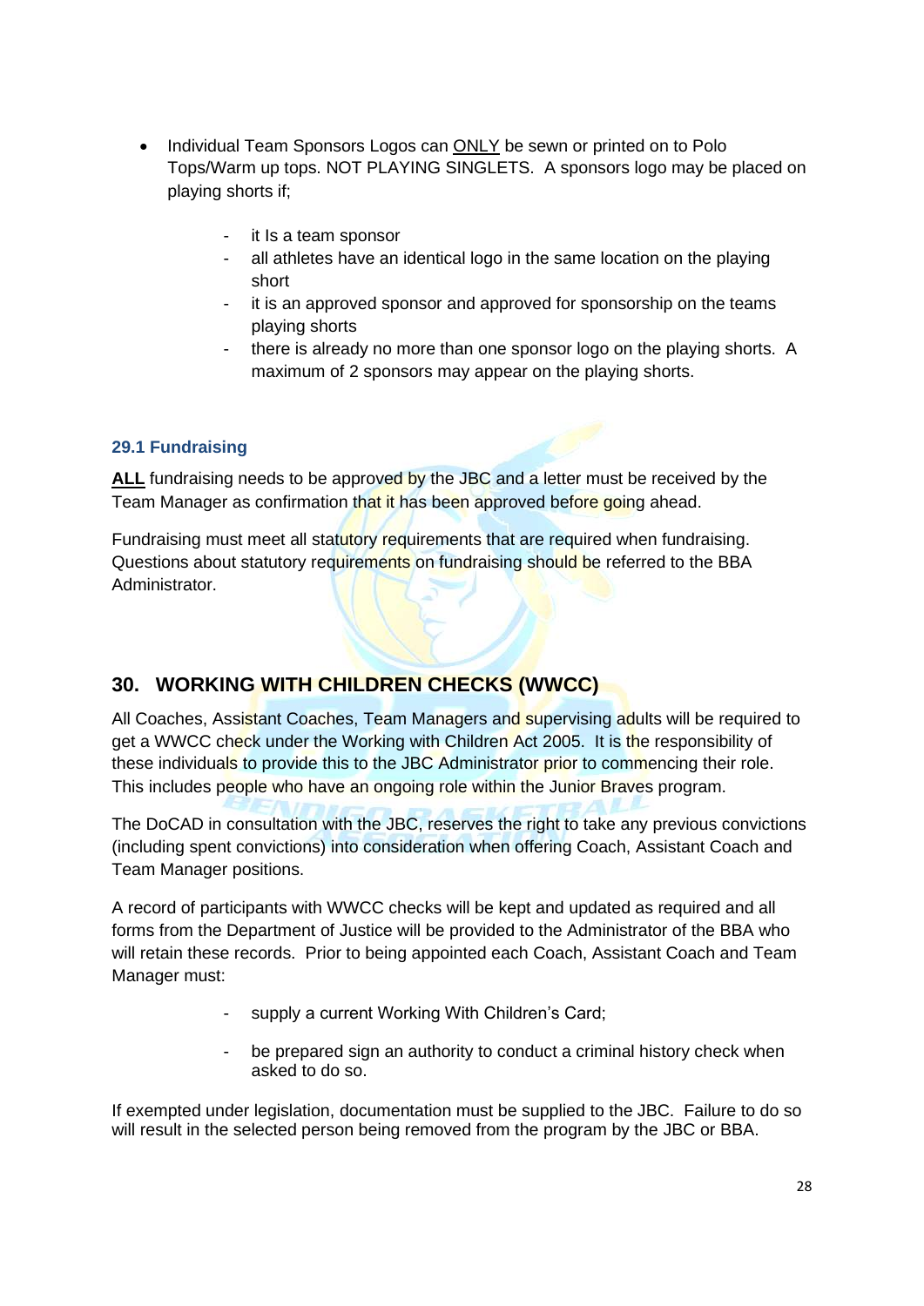- Individual Team Sponsors Logos can <u>ONLY</u> be sewn or printed on to Polo Tops/Warm up tops. NOT PLAYING SINGLETS. A sponsors logo may be placed on playing shorts if;
  - it Is a team sponsor
  - all athletes have an identical logo in the same location on the playing short
  - it is an approved sponsor and approved for sponsorship on the teams playing shorts
  - there is already no more than one sponsor logo on the playing shorts. A maximum of 2 sponsors may appear on the playing shorts.

### 29.1 Fundraising

**<u>ALL</u>** fundraising needs to be approved by the JBC and a letter must be received by the Team Manager as confirmation that it has been approved before going ahead.

Fundraising must meet all statutory requirements that are required when fundraising. Questions about statutory requirements on fundraising should be referred to the BBA Administrator.

## 30. WORKING WITH CHILDREN CHECKS (WWCC)

All Coaches, Assistant Coaches, Team Managers and supervising adults will be required to get a WWCC check under the Working with Children Act 2005. It is the responsibility of these individuals to provide this to the JBC Administrator prior to commencing their role. This includes people who have an ongoing role within the Junior Braves program.

The DoCAD in consultation with the JBC, reserves the right to take any previous convictions (including spent convictions) into consideration when offering Coach, Assistant Coach and Team Manager positions.

A record of participants with WWCC checks will be kept and updated as required and all forms from the Department of Justice will be provided to the Administrator of the BBA who will retain these records. Prior to being appointed each Coach, Assistant Coach and Team Manager must:

- supply a current Working With Children's Card;
- be prepared sign an authority to conduct a criminal history check when asked to do so.

If exempted under legislation, documentation must be supplied to the JBC. Failure to do so will result in the selected person being removed from the program by the JBC or BBA.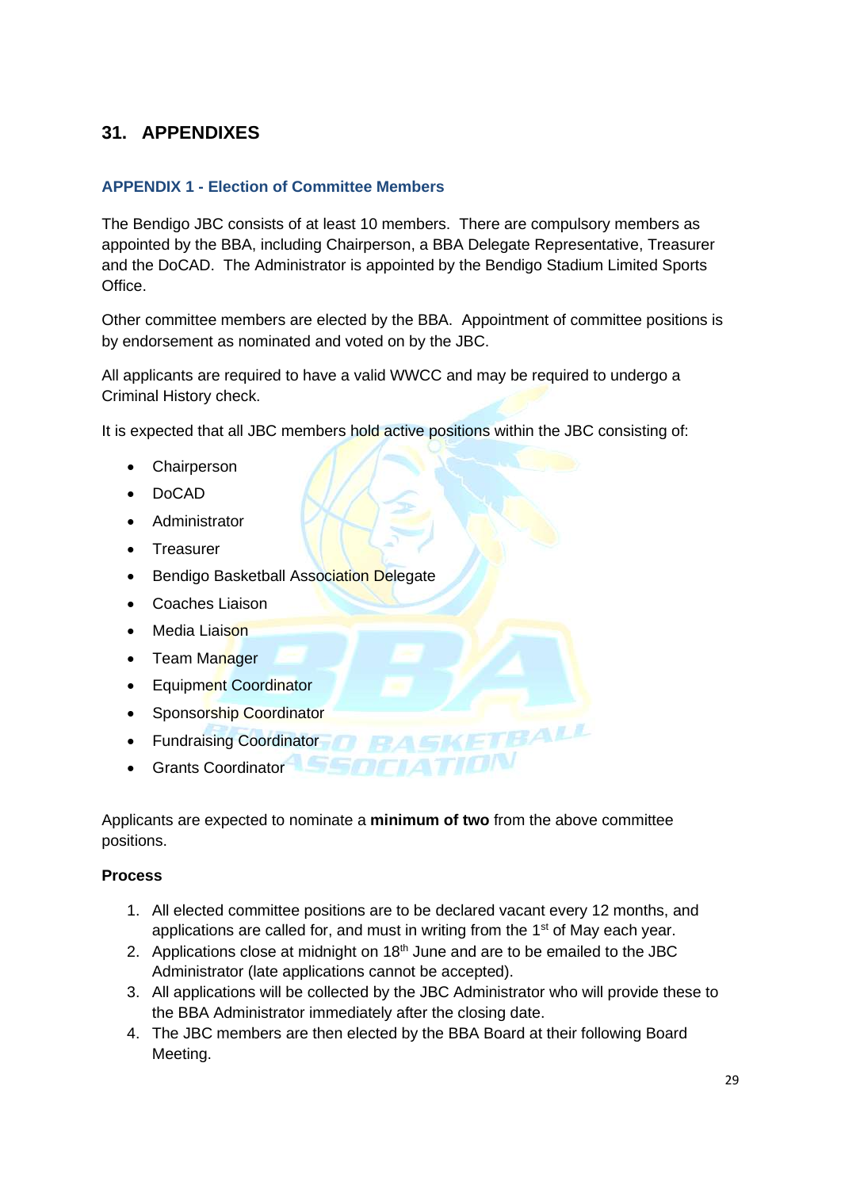## 31. APPENDIXES

### APPENDIX 1 - Election of Committee Members

The Bendigo JBC consists of at least 10 members. There are compulsory members as appointed by the BBA, including Chairperson, a BBA Delegate Representative, Treasurer and the DoCAD. The Administrator is appointed by the Bendigo Stadium Limited Sports Office.

Other committee members are elected by the BBA. Appointment of committee positions is by endorsement as nominated and voted on by the JBC.

All applicants are required to have a valid WWCC and may be required to undergo a Criminal History check.

It is expected that all JBC members hold active positions within the JBC consisting of:

- Chairperson
- DoCAD
- Administrator
- Treasurer
- Bendigo Basketball Association Delegate
- Coaches Liaison
- Media Liaison
- Team Manager
- Equipment Coordinator
- Sponsorship Coordinator
- Fundraising Coordinator
- Grants Coordinator

Applicants are expected to nominate a **minimum of two** from the above committee positions.

**Process**

1. All elected committee positions are to be declared vacant every 12 months, and applications are called for, and must in writing from the 1st of May each year.
2. Applications close at midnight on 18th June and are to be emailed to the JBC Administrator (late applications cannot be accepted).
3. All applications will be collected by the JBC Administrator who will provide these to the BBA Administrator immediately after the closing date.
4. The JBC members are then elected by the BBA Board at their following Board Meeting.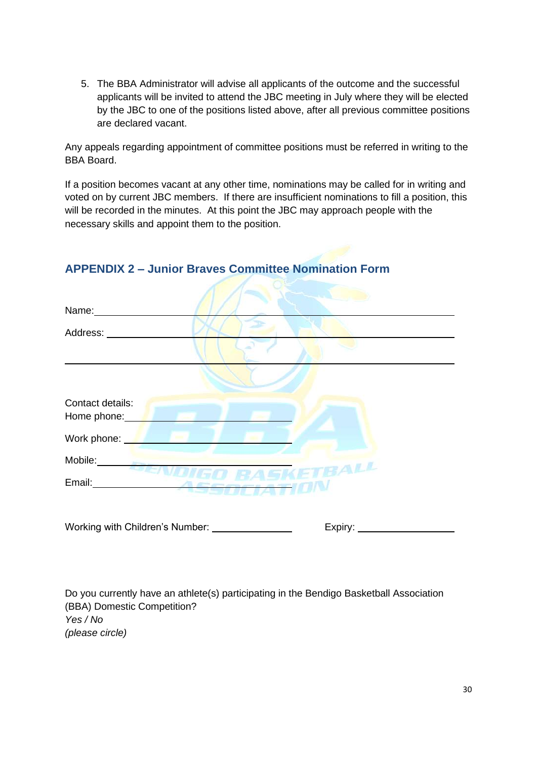5. The BBA Administrator will advise all applicants of the outcome and the successful applicants will be invited to attend the JBC meeting in July where they will be elected by the JBC to one of the positions listed above, after all previous committee positions are declared vacant.

Any appeals regarding appointment of committee positions must be referred in writing to the BBA Board.

If a position becomes vacant at any other time, nominations may be called for in writing and voted on by current JBC members. If there are insufficient nominations to fill a position, this will be recorded in the minutes. At this point the JBC may approach people with the necessary skills and appoint them to the position.

## APPENDIX 2 – Junior Braves Committee Nomination Form

Name: ______________________________________________

Address: ____________________________________________

____________________________________________________

Contact details:

Home phone: ____________________

Work phone: ____________________

Mobile: ____________________

Email: ____________________

Working with Children's Number: ____________ Expiry: ____________

Do you currently have an athlete(s) participating in the Bendigo Basketball Association (BBA) Domestic Competition?

*Yes / No*

*(please circle)*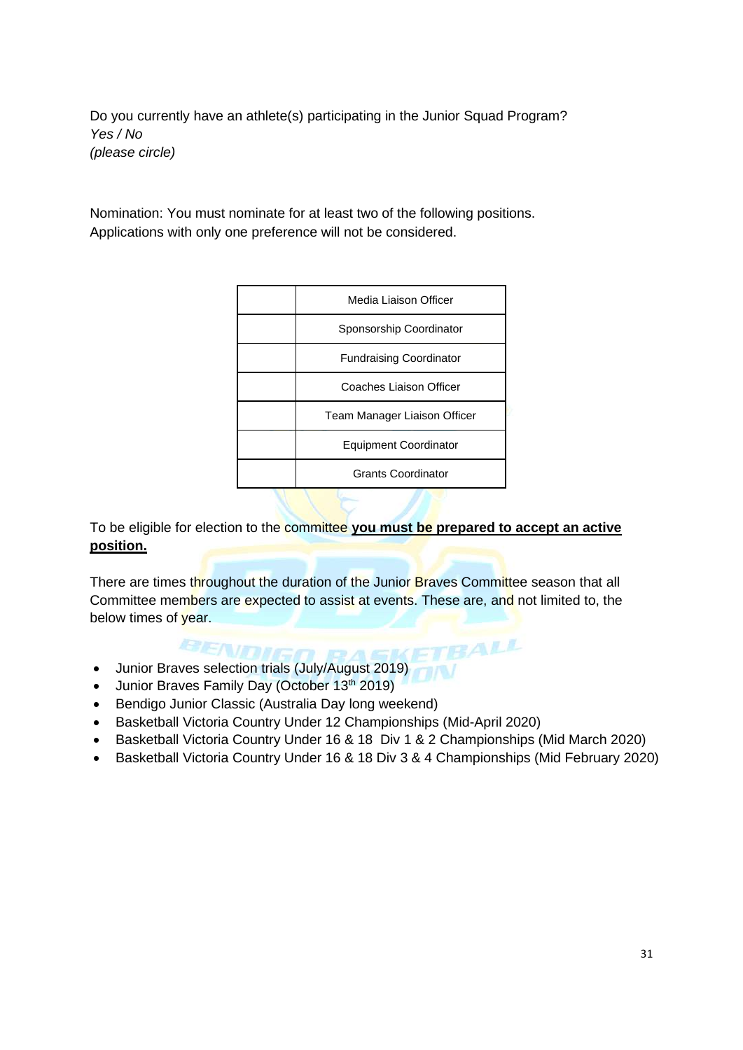Do you currently have an athlete(s) participating in the Junior Squad Program?
*Yes / No*
*(please circle)*

Nomination: You must nominate for at least two of the following positions.
Applications with only one preference will not be considered.

| | |
|---|---|
| | Media Liaison Officer |
| | Sponsorship Coordinator |
| | Fundraising Coordinator |
| | Coaches Liaison Officer |
| | Team Manager Liaison Officer |
| | Equipment Coordinator |
| | Grants Coordinator |

To be eligible for election to the committee **you must be prepared to accept an active position.**

There are times throughout the duration of the Junior Braves Committee season that all Committee members are expected to assist at events. These are, and not limited to, the below times of year.

- Junior Braves selection trials (July/August 2019)
- Junior Braves Family Day (October 13th 2019)
- Bendigo Junior Classic (Australia Day long weekend)
- Basketball Victoria Country Under 12 Championships (Mid-April 2020)
- Basketball Victoria Country Under 16 & 18 Div 1 & 2 Championships (Mid March 2020)
- Basketball Victoria Country Under 16 & 18 Div 3 & 4 Championships (Mid February 2020)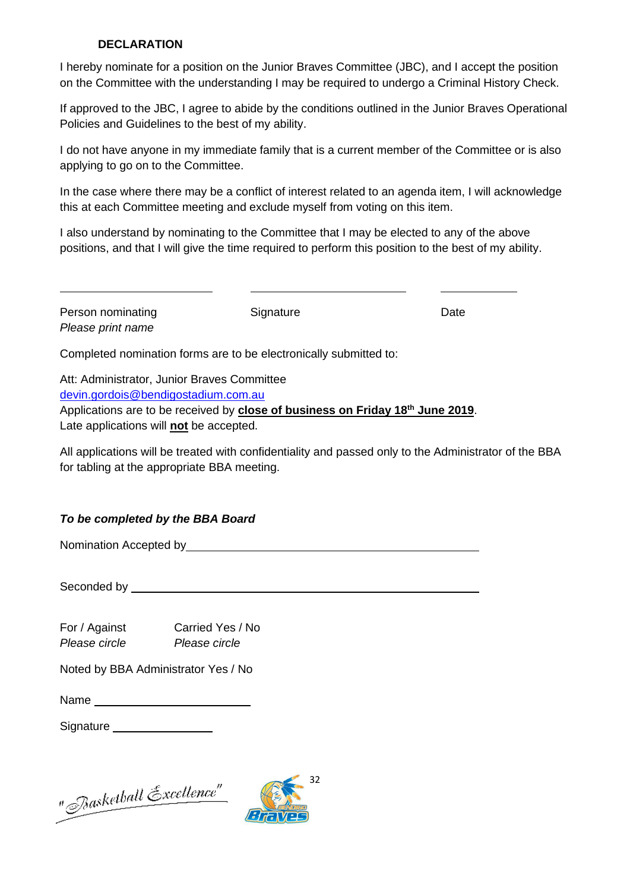**DECLARATION**

I hereby nominate for a position on the Junior Braves Committee (JBC), and I accept the position on the Committee with the understanding I may be required to undergo a Criminal History Check.

If approved to the JBC, I agree to abide by the conditions outlined in the Junior Braves Operational Policies and Guidelines to the best of my ability.

I do not have anyone in my immediate family that is a current member of the Committee or is also applying to go on to the Committee.

In the case where there may be a conflict of interest related to an agenda item, I will acknowledge this at each Committee meeting and exclude myself from voting on this item.

I also understand by nominating to the Committee that I may be elected to any of the above positions, and that I will give the time required to perform this position to the best of my ability.

\_\_\_\_\_\_\_\_\_\_\_\_\_\_\_\_\_\_\_\_\_\_\_\_ \_\_\_\_\_\_\_\_\_\_\_\_\_\_\_\_\_\_\_\_\_\_\_\_ \_\_\_\_\_\_\_\_\_\_\_\_

Person nominating — Signature — Date
*Please print name*

Completed nomination forms are to be electronically submitted to:

Att: Administrator, Junior Braves Committee
devin.gordois@bendigostadium.com.au
Applications are to be received by **close of business on Friday 18th June 2019**.
Late applications will **not** be accepted.

All applications will be treated with confidentiality and passed only to the Administrator of the BBA for tabling at the appropriate BBA meeting.

***To be completed by the BBA Board***

Nomination Accepted by \_\_\_\_\_\_\_\_\_\_\_\_\_\_\_\_\_\_\_\_\_\_\_\_\_\_\_\_\_\_\_\_\_\_\_\_\_\_\_\_

Seconded by \_\_\_\_\_\_\_\_\_\_\_\_\_\_\_\_\_\_\_\_\_\_\_\_\_\_\_\_\_\_\_\_\_\_\_\_\_\_\_\_\_\_\_\_\_\_\_\_

For / Against — Carried Yes / No
*Please circle* — *Please circle*

Noted by BBA Administrator Yes / No

Name \_\_\_\_\_\_\_\_\_\_\_\_\_\_\_\_\_\_\_\_\_\_\_\_

Signature \_\_\_\_\_\_\_\_\_\_\_\_\_\_\_\_

"Basketball Excellence"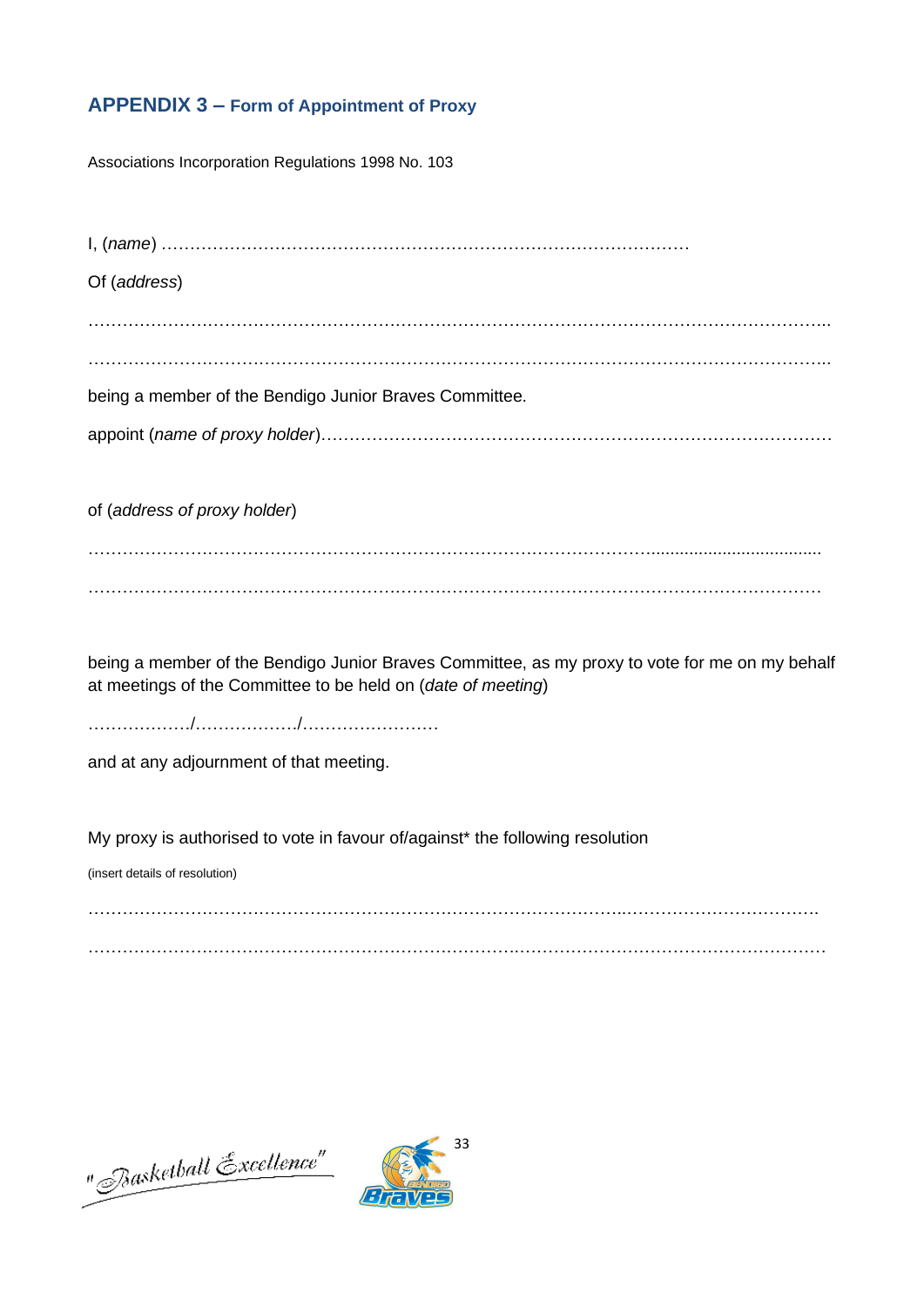## APPENDIX 3 – Form of Appointment of Proxy

Associations Incorporation Regulations 1998 No. 103

I, (*name*) ………………………………………………………………………………

Of (*address*)

……………………………………………………………………………………………………………..

……………………………………………………………………………………………………………..

being a member of the Bendigo Junior Braves Committee.

appoint (*name of proxy holder*)……………………………………………………………………………

of (*address of proxy holder*)

……………………………………………………………………………………………………………..

……………………………………………………………………………………………………………

being a member of the Bendigo Junior Braves Committee, as my proxy to vote for me on my behalf at meetings of the Committee to be held on (*date of meeting*)

………………/………………/……………………

and at any adjournment of that meeting.

My proxy is authorised to vote in favour of/against* the following resolution

(insert details of resolution)

……………………………………………………………………………………………………………

……………………………………………………………………………………………………………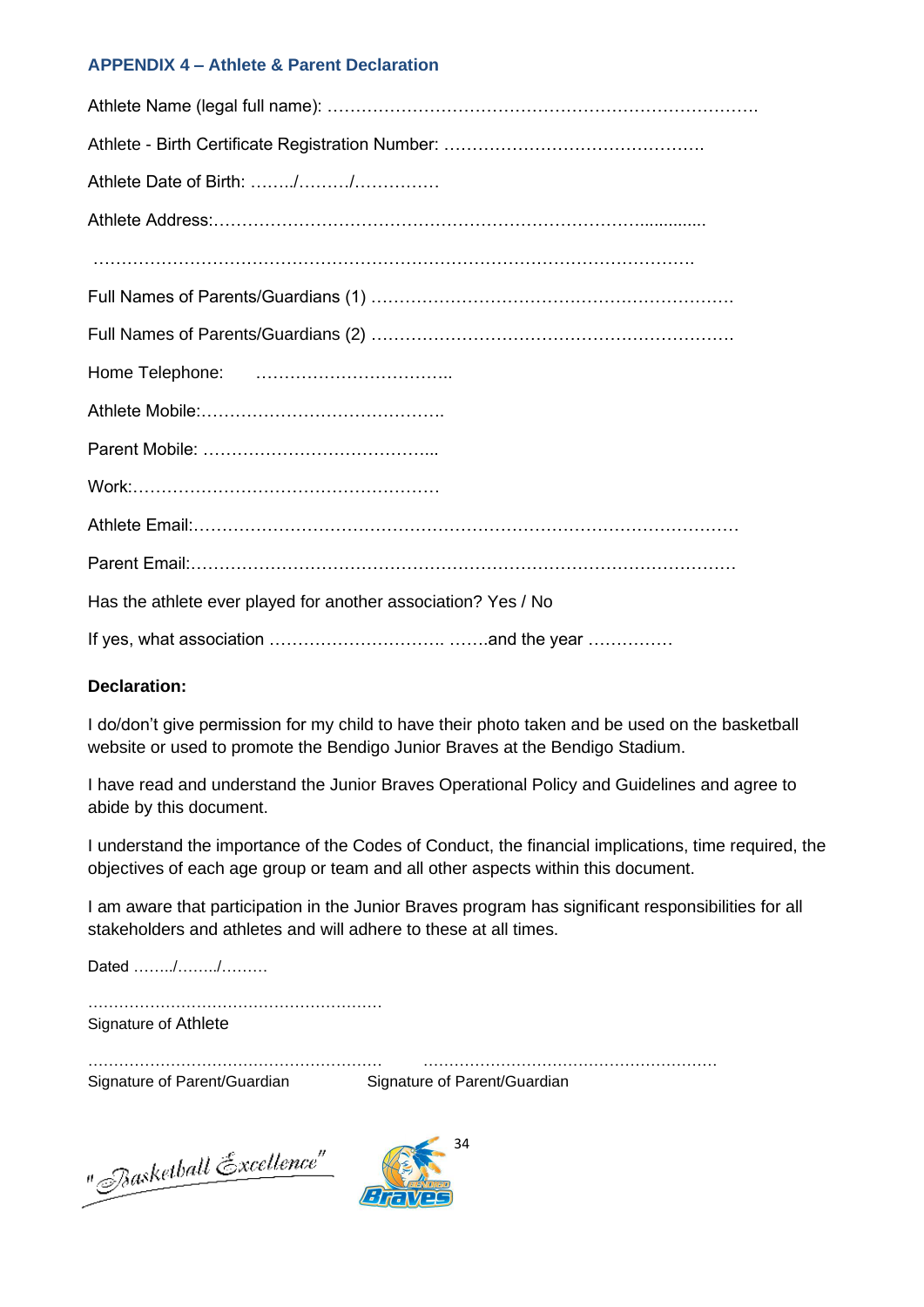### APPENDIX 4 – Athlete & Parent Declaration

Athlete Name (legal full name): ………………………………………………………………….

Athlete - Birth Certificate Registration Number: ……………………………………….

Athlete Date of Birth: ……../………/……………

Athlete Address:…………………………………………………………………..............

………………………………………………………………………………………….

Full Names of Parents/Guardians (1) ……………………………………………………….

Full Names of Parents/Guardians (2) ……………………………………………………….

Home Telephone: ……………………………..

Athlete Mobile:…………………………………….

Parent Mobile: …………………………………...

Work:……………………………………………….

Athlete Email:…………………………………………………………………………………

Parent Email:…………………………………………………………………………………

Has the athlete ever played for another association? Yes / No

If yes, what association …………………………. …….and the year ……………

**Declaration:**

I do/don't give permission for my child to have their photo taken and be used on the basketball website or used to promote the Bendigo Junior Braves at the Bendigo Stadium.

I have read and understand the Junior Braves Operational Policy and Guidelines and agree to abide by this document.

I understand the importance of the Codes of Conduct, the financial implications, time required, the objectives of each age group or team and all other aspects within this document.

I am aware that participation in the Junior Braves program has significant responsibilities for all stakeholders and athletes and will adhere to these at all times.

Dated ……../……../………

…………………………………………………
Signature of Athlete

………………………………………………… …………………………………………………
Signature of Parent/Guardian Signature of Parent/Guardian

"Basketball Excellence"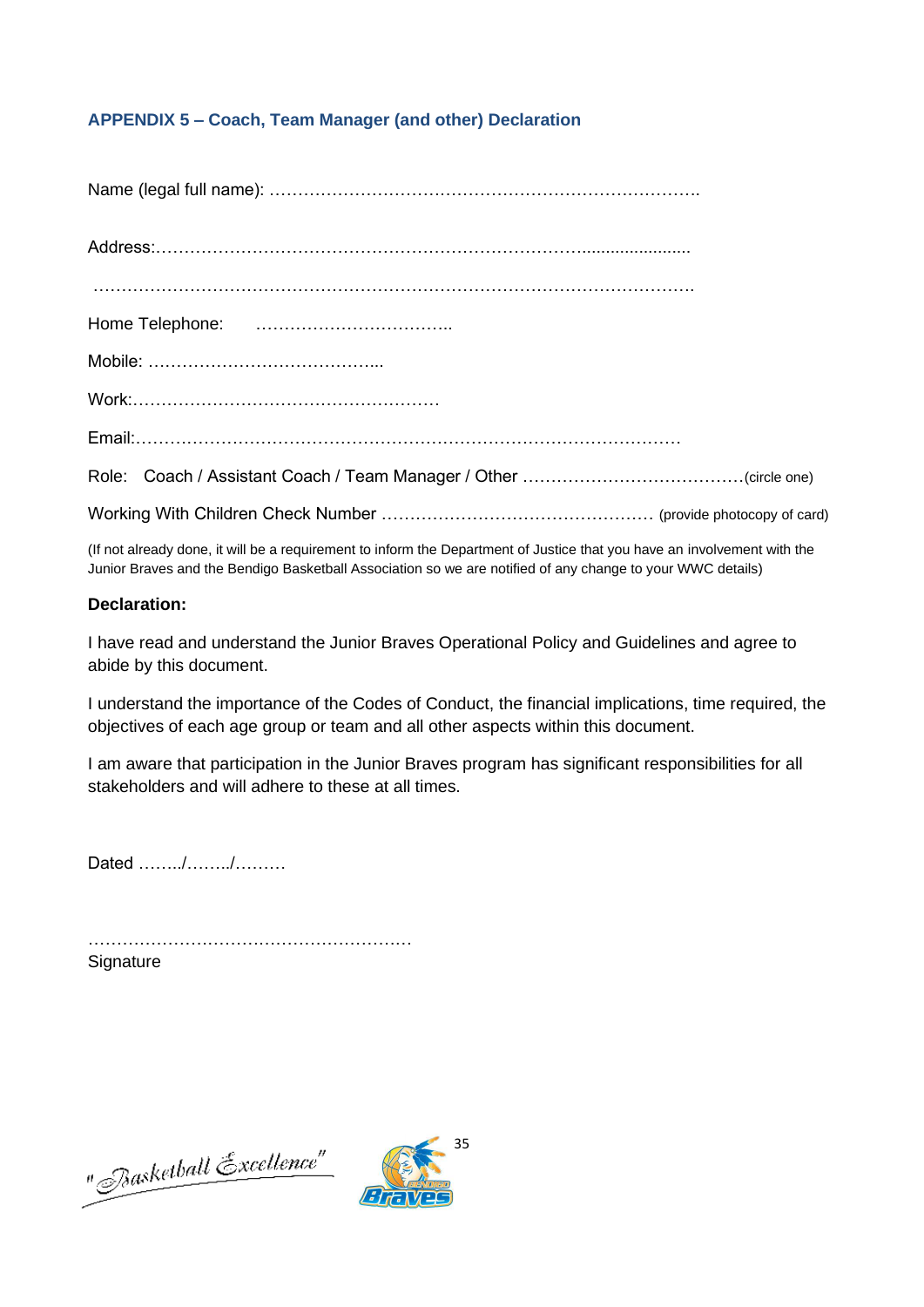### APPENDIX 5 – Coach, Team Manager (and other) Declaration

Name (legal full name): ……………………………………………………………………….

Address:……………………………………………………………………........................

……………………………………………………………………………………………….

Home Telephone: ……………………………..

Mobile: …………………………………...

Work:………………………………………………

Email:……………………………………………………………………………………

Role: Coach / Assistant Coach / Team Manager / Other …………………………………(circle one)

Working With Children Check Number ………………………………………… (provide photocopy of card)

(If not already done, it will be a requirement to inform the Department of Justice that you have an involvement with the Junior Braves and the Bendigo Basketball Association so we are notified of any change to your WWC details)

**Declaration:**

I have read and understand the Junior Braves Operational Policy and Guidelines and agree to abide by this document.

I understand the importance of the Codes of Conduct, the financial implications, time required, the objectives of each age group or team and all other aspects within this document.

I am aware that participation in the Junior Braves program has significant responsibilities for all stakeholders and will adhere to these at all times.

Dated ……../……../………

…………………………………………………
Signature

"Basketball Excellence"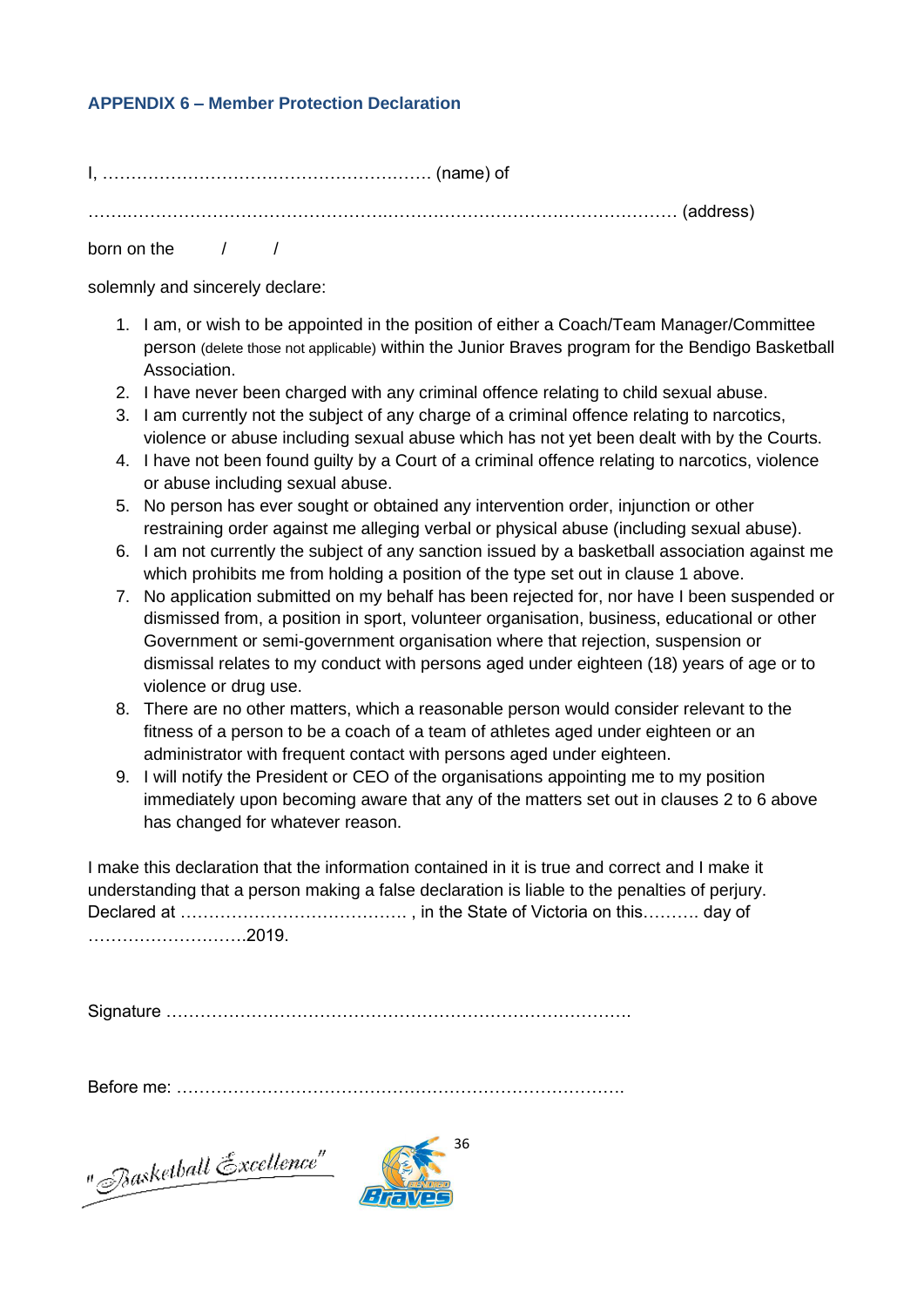### APPENDIX 6 – Member Protection Declaration

I, …………………………………………………. (name) of

……..…………………………………………..…………………………………………… (address)

born on the / /

solemnly and sincerely declare:

1. I am, or wish to be appointed in the position of either a Coach/Team Manager/Committee person (delete those not applicable) within the Junior Braves program for the Bendigo Basketball Association.
2. I have never been charged with any criminal offence relating to child sexual abuse.
3. I am currently not the subject of any charge of a criminal offence relating to narcotics, violence or abuse including sexual abuse which has not yet been dealt with by the Courts.
4. I have not been found guilty by a Court of a criminal offence relating to narcotics, violence or abuse including sexual abuse.
5. No person has ever sought or obtained any intervention order, injunction or other restraining order against me alleging verbal or physical abuse (including sexual abuse).
6. I am not currently the subject of any sanction issued by a basketball association against me which prohibits me from holding a position of the type set out in clause 1 above.
7. No application submitted on my behalf has been rejected for, nor have I been suspended or dismissed from, a position in sport, volunteer organisation, business, educational or other Government or semi-government organisation where that rejection, suspension or dismissal relates to my conduct with persons aged under eighteen (18) years of age or to violence or drug use.
8. There are no other matters, which a reasonable person would consider relevant to the fitness of a person to be a coach of a team of athletes aged under eighteen or an administrator with frequent contact with persons aged under eighteen.
9. I will notify the President or CEO of the organisations appointing me to my position immediately upon becoming aware that any of the matters set out in clauses 2 to 6 above has changed for whatever reason.

I make this declaration that the information contained in it is true and correct and I make it understanding that a person making a false declaration is liable to the penalties of perjury. Declared at ………………………………… , in the State of Victoria on this………. day of ……………………….2019.

Signature ……………………………………………………………………….

Before me: …………………………………………………………………….

"Basketball Excellence"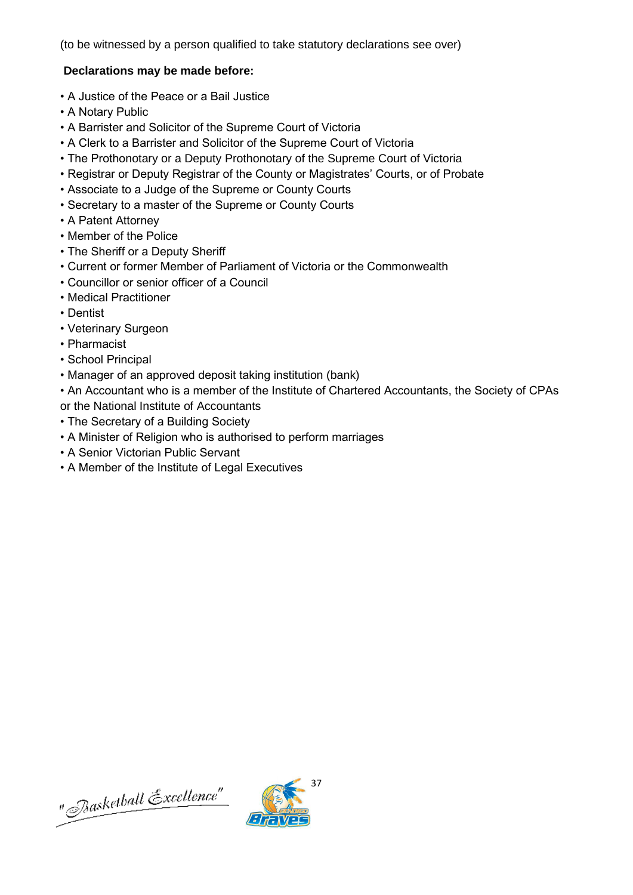(to be witnessed by a person qualified to take statutory declarations see over)

**Declarations may be made before:**

- A Justice of the Peace or a Bail Justice
- A Notary Public
- A Barrister and Solicitor of the Supreme Court of Victoria
- A Clerk to a Barrister and Solicitor of the Supreme Court of Victoria
- The Prothonotary or a Deputy Prothonotary of the Supreme Court of Victoria
- Registrar or Deputy Registrar of the County or Magistrates' Courts, or of Probate
- Associate to a Judge of the Supreme or County Courts
- Secretary to a master of the Supreme or County Courts
- A Patent Attorney
- Member of the Police
- The Sheriff or a Deputy Sheriff
- Current or former Member of Parliament of Victoria or the Commonwealth
- Councillor or senior officer of a Council
- Medical Practitioner
- Dentist
- Veterinary Surgeon
- Pharmacist
- School Principal
- Manager of an approved deposit taking institution (bank)
- An Accountant who is a member of the Institute of Chartered Accountants, the Society of CPAs or the National Institute of Accountants
- The Secretary of a Building Society
- A Minister of Religion who is authorised to perform marriages
- A Senior Victorian Public Servant
- A Member of the Institute of Legal Executives